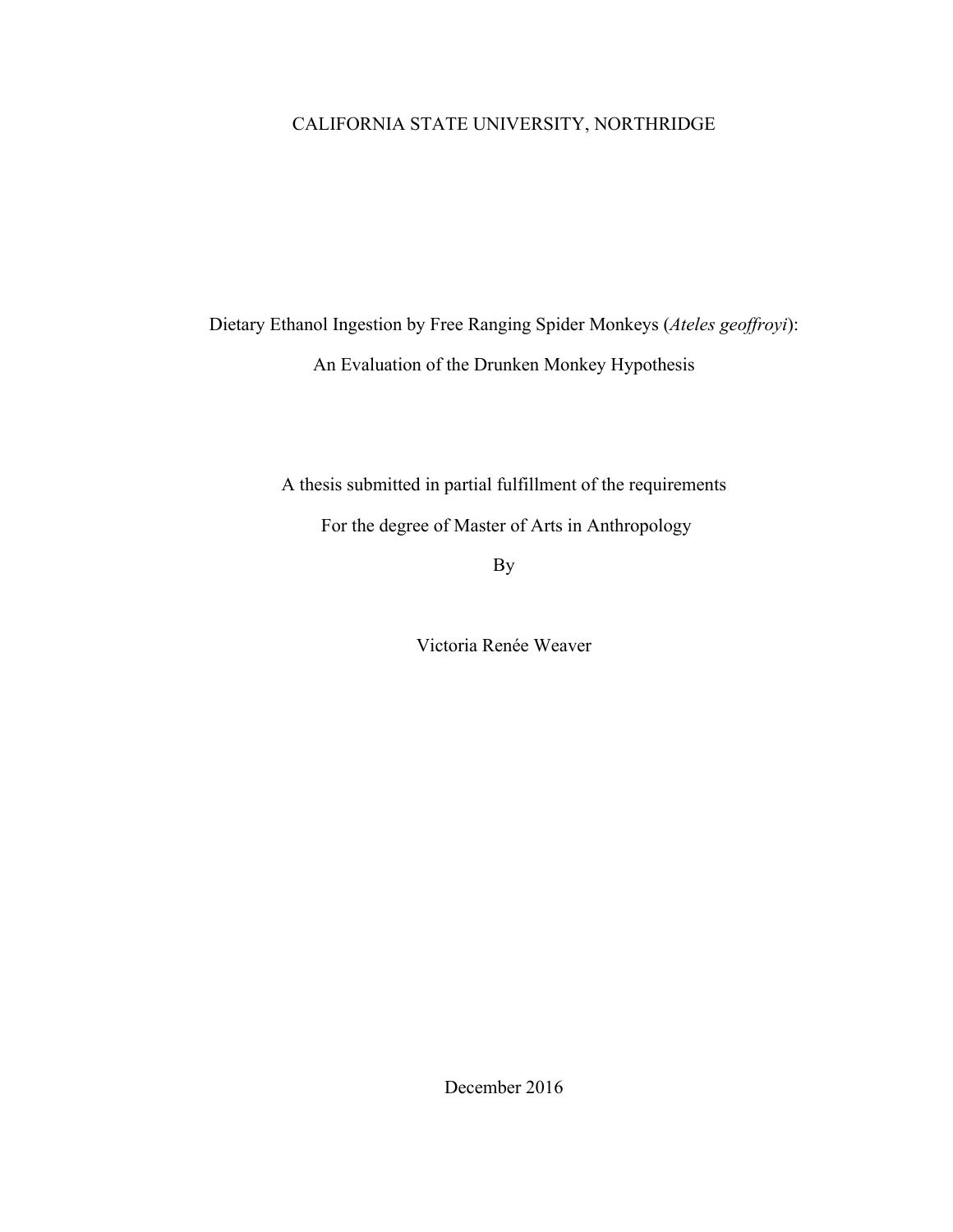CALIFORNIA STATE UNIVERSITY, NORTHRIDGE

# Dietary Ethanol Ingestion by Free Ranging Spider Monkeys (*Ateles geoffroyi*): An Evaluation of the Drunken Monkey Hypothesis

A thesis submitted in partial fulfillment of the requirements

For the degree of Master of Arts in Anthropology

By

Victoria Renée Weaver

December 2016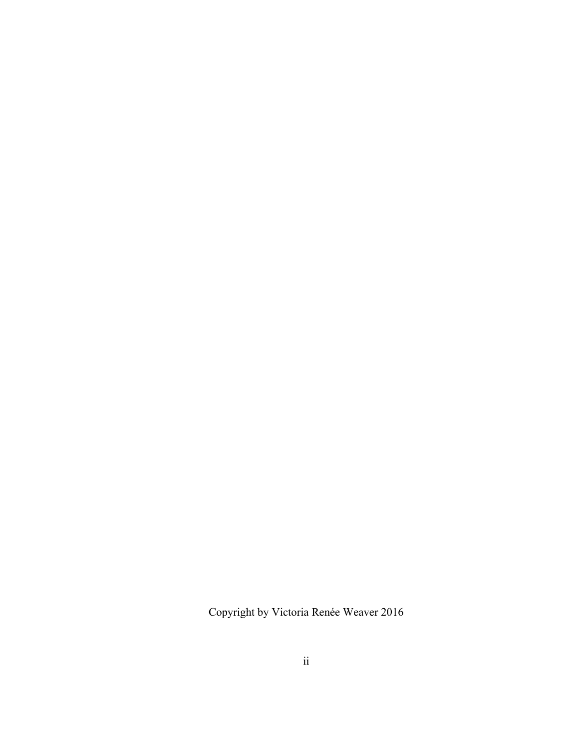Copyright by Victoria Renée Weaver 2016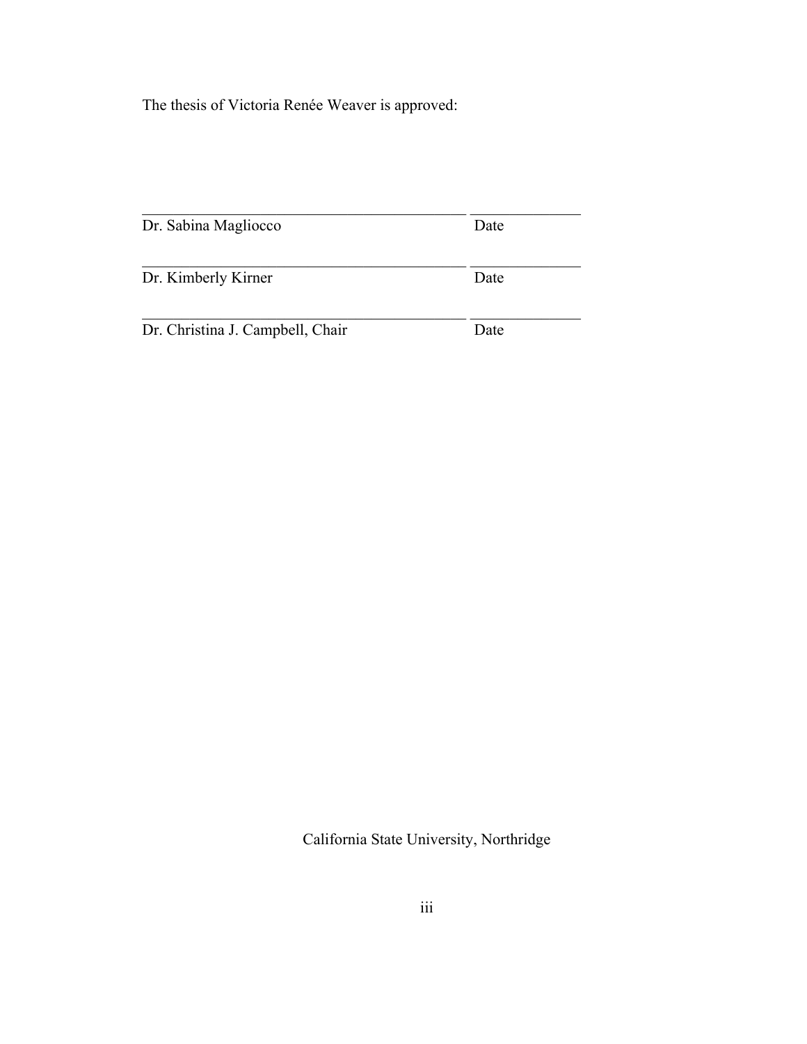The thesis of Victoria Renée Weaver is approved:

\_\_\_\_\_\_\_\_\_\_\_\_\_\_\_\_\_\_\_\_\_\_\_\_\_\_\_\_\_\_\_\_\_\_\_\_\_\_\_\_\_\_\_\_ \_\_\_\_\_\_\_\_\_\_\_\_\_\_\_
Dr. Sabina Magliocco Date

\_\_\_\_\_\_\_\_\_\_\_\_\_\_\_\_\_\_\_\_\_\_\_\_\_\_\_\_\_\_\_\_\_\_\_\_\_\_\_\_\_\_\_\_ \_\_\_\_\_\_\_\_\_\_\_\_\_\_\_
Dr. Kimberly Kirner Date

\_\_\_\_\_\_\_\_\_\_\_\_\_\_\_\_\_\_\_\_\_\_\_\_\_\_\_\_\_\_\_\_\_\_\_\_\_\_\_\_\_\_\_\_ \_\_\_\_\_\_\_\_\_\_\_\_\_\_\_
Dr. Christina J. Campbell, Chair Date

California State University, Northridge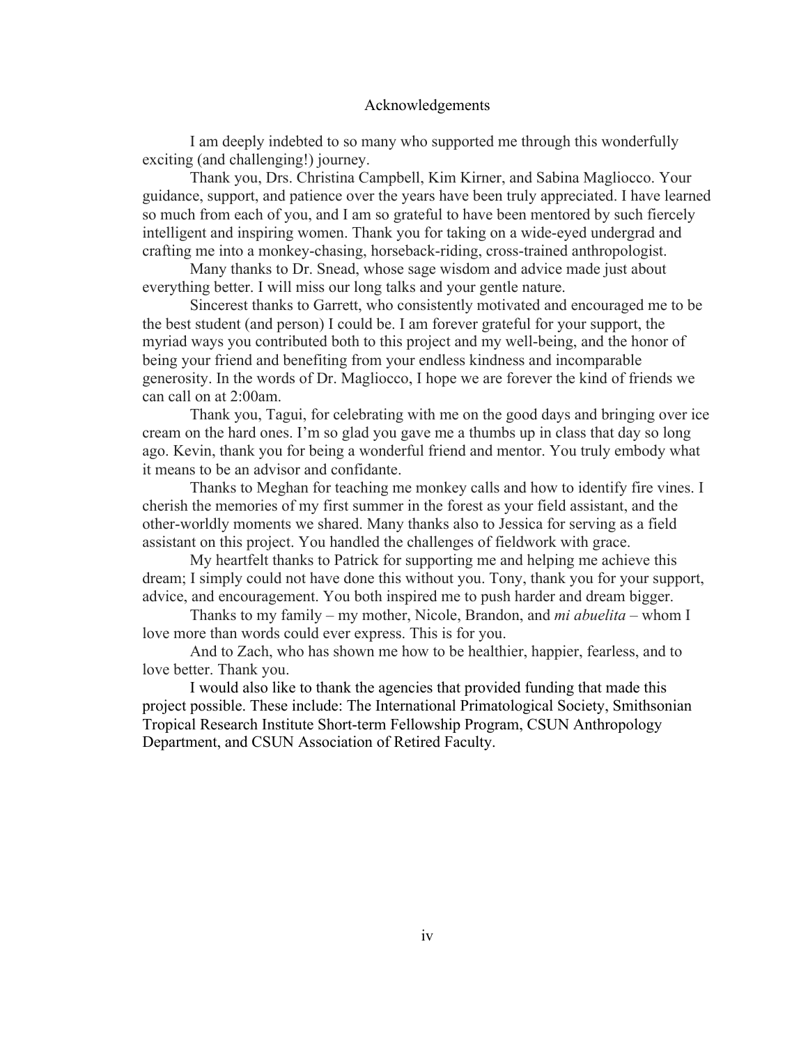# Acknowledgements

I am deeply indebted to so many who supported me through this wonderfully exciting (and challenging!) journey.

Thank you, Drs. Christina Campbell, Kim Kirner, and Sabina Magliocco. Your guidance, support, and patience over the years have been truly appreciated. I have learned so much from each of you, and I am so grateful to have been mentored by such fiercely intelligent and inspiring women. Thank you for taking on a wide-eyed undergrad and crafting me into a monkey-chasing, horseback-riding, cross-trained anthropologist.

Many thanks to Dr. Snead, whose sage wisdom and advice made just about everything better. I will miss our long talks and your gentle nature.

Sincerest thanks to Garrett, who consistently motivated and encouraged me to be the best student (and person) I could be. I am forever grateful for your support, the myriad ways you contributed both to this project and my well-being, and the honor of being your friend and benefiting from your endless kindness and incomparable generosity. In the words of Dr. Magliocco, I hope we are forever the kind of friends we can call on at 2:00am.

Thank you, Tagui, for celebrating with me on the good days and bringing over ice cream on the hard ones. I'm so glad you gave me a thumbs up in class that day so long ago. Kevin, thank you for being a wonderful friend and mentor. You truly embody what it means to be an advisor and confidante.

Thanks to Meghan for teaching me monkey calls and how to identify fire vines. I cherish the memories of my first summer in the forest as your field assistant, and the other-worldly moments we shared. Many thanks also to Jessica for serving as a field assistant on this project. You handled the challenges of fieldwork with grace.

My heartfelt thanks to Patrick for supporting me and helping me achieve this dream; I simply could not have done this without you. Tony, thank you for your support, advice, and encouragement. You both inspired me to push harder and dream bigger.

Thanks to my family – my mother, Nicole, Brandon, and *mi abuelita* – whom I love more than words could ever express. This is for you.

And to Zach, who has shown me how to be healthier, happier, fearless, and to love better. Thank you.

I would also like to thank the agencies that provided funding that made this project possible. These include: The International Primatological Society, Smithsonian Tropical Research Institute Short-term Fellowship Program, CSUN Anthropology Department, and CSUN Association of Retired Faculty.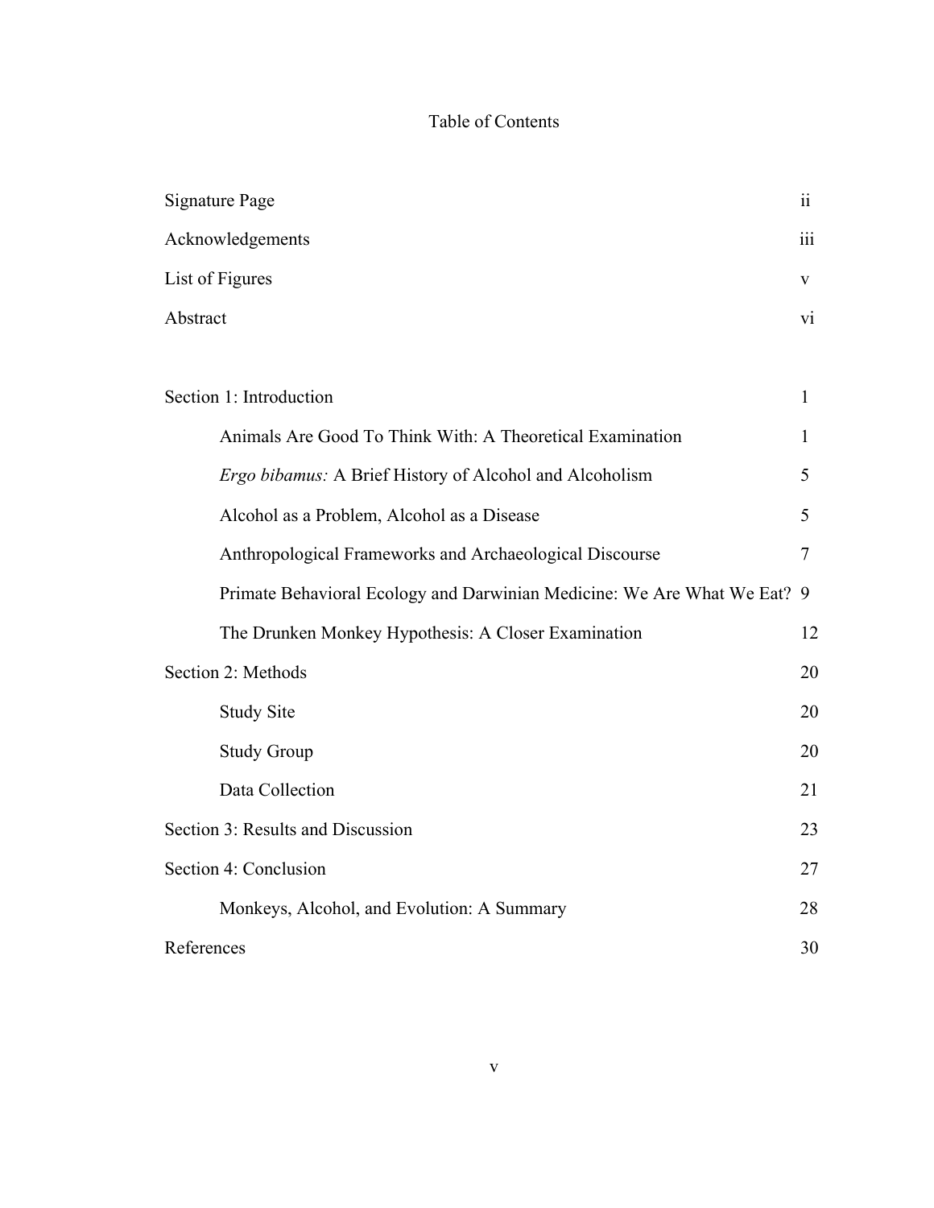# Table of Contents

| | |
|---|---|
| Signature Page | ii |
| Acknowledgements | iii |
| List of Figures | v |
| Abstract | vi |
| | |
| Section 1: Introduction | 1 |
| Animals Are Good To Think With: A Theoretical Examination | 1 |
| *Ergo bibamus:* A Brief History of Alcohol and Alcoholism | 5 |
| Alcohol as a Problem, Alcohol as a Disease | 5 |
| Anthropological Frameworks and Archaeological Discourse | 7 |
| Primate Behavioral Ecology and Darwinian Medicine: We Are What We Eat? | 9 |
| The Drunken Monkey Hypothesis: A Closer Examination | 12 |
| Section 2: Methods | 20 |
| Study Site | 20 |
| Study Group | 20 |
| Data Collection | 21 |
| Section 3: Results and Discussion | 23 |
| Section 4: Conclusion | 27 |
| Monkeys, Alcohol, and Evolution: A Summary | 28 |
| References | 30 |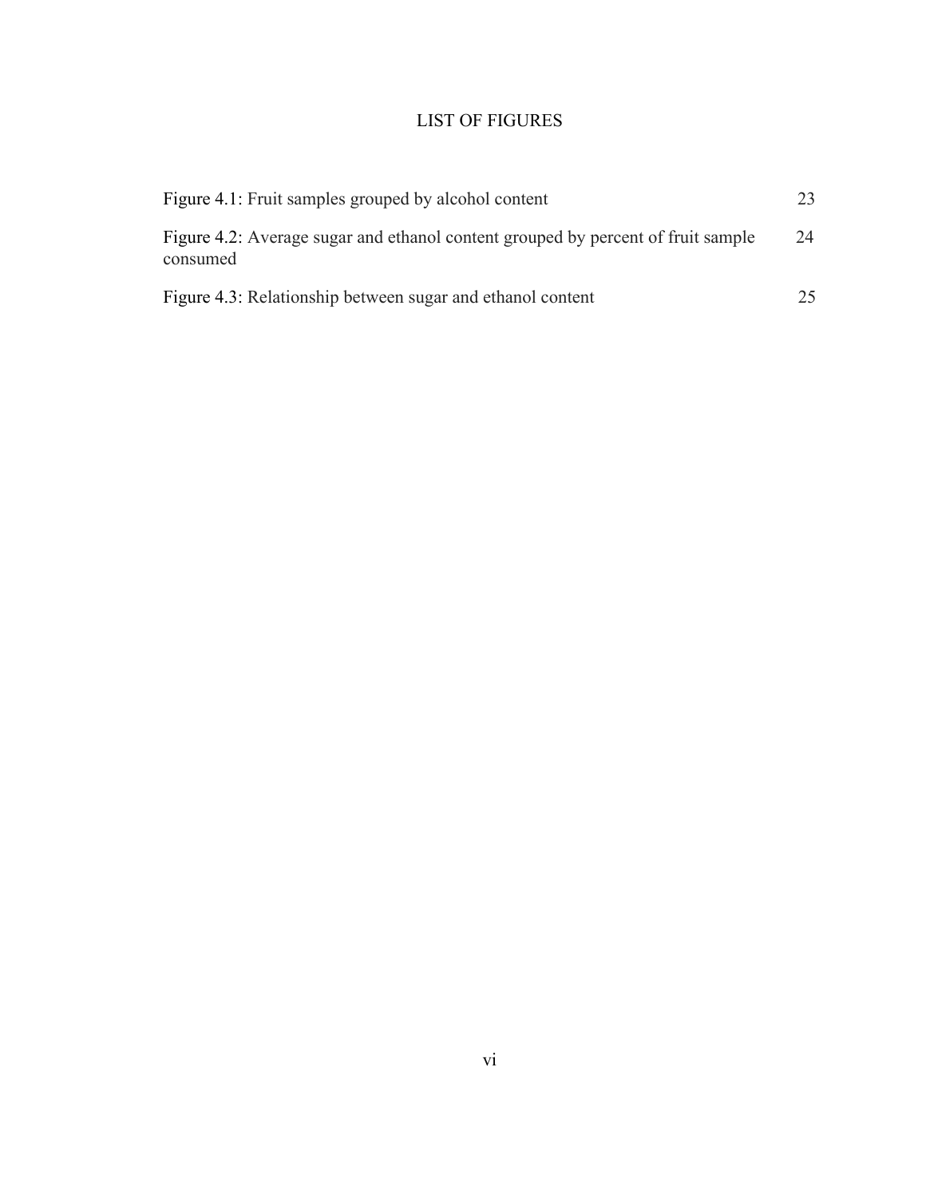# LIST OF FIGURES

| | |
|---|---|
| Figure 4.1: Fruit samples grouped by alcohol content | 23 |
| Figure 4.2: Average sugar and ethanol content grouped by percent of fruit sample consumed | 24 |
| Figure 4.3: Relationship between sugar and ethanol content | 25 |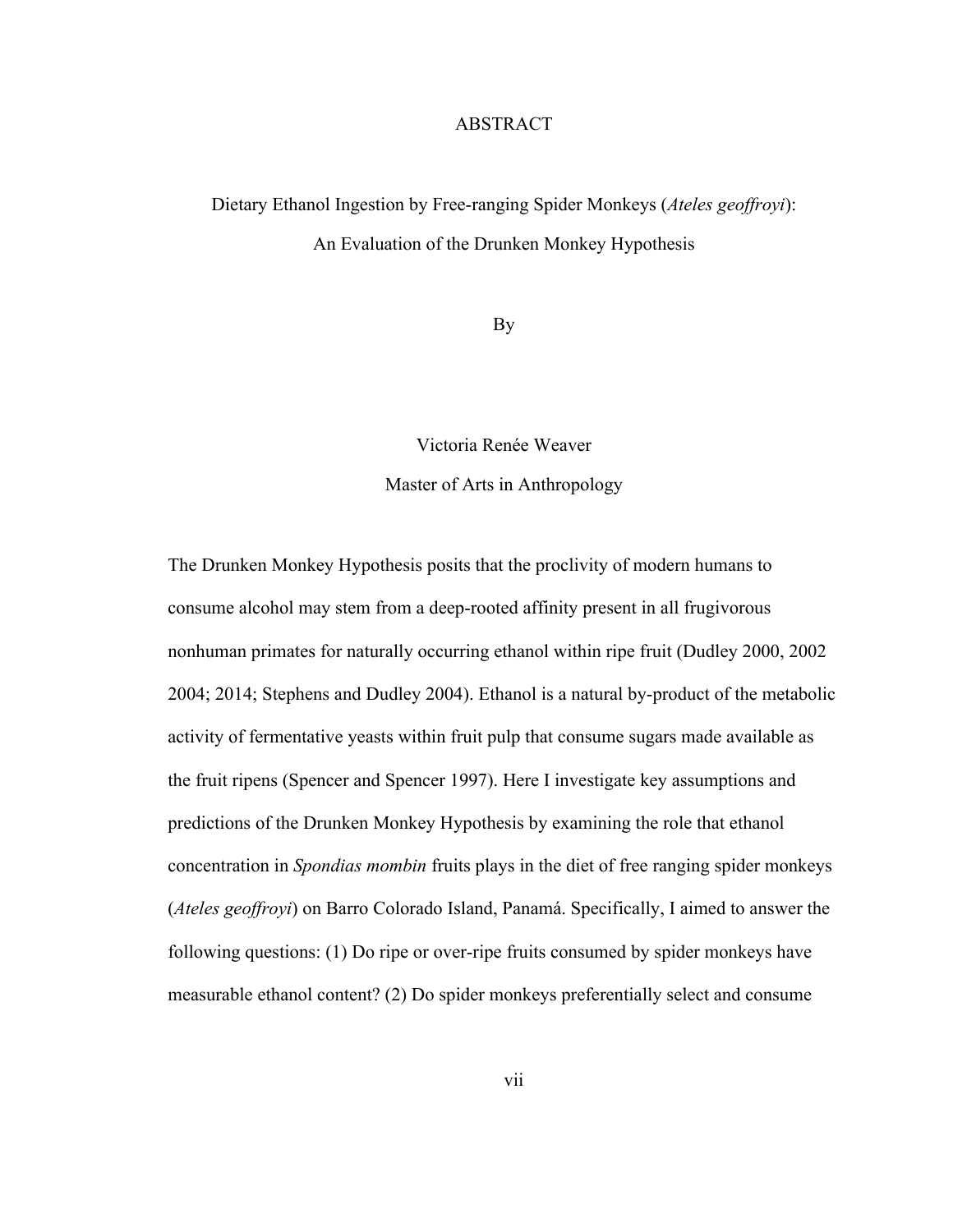# ABSTRACT

Dietary Ethanol Ingestion by Free-ranging Spider Monkeys (*Ateles geoffroyi*):
An Evaluation of the Drunken Monkey Hypothesis

By

Victoria Renée Weaver

Master of Arts in Anthropology

The Drunken Monkey Hypothesis posits that the proclivity of modern humans to consume alcohol may stem from a deep-rooted affinity present in all frugivorous nonhuman primates for naturally occurring ethanol within ripe fruit (Dudley 2000, 2002 2004; 2014; Stephens and Dudley 2004). Ethanol is a natural by-product of the metabolic activity of fermentative yeasts within fruit pulp that consume sugars made available as the fruit ripens (Spencer and Spencer 1997). Here I investigate key assumptions and predictions of the Drunken Monkey Hypothesis by examining the role that ethanol concentration in *Spondias mombin* fruits plays in the diet of free ranging spider monkeys (*Ateles geoffroyi*) on Barro Colorado Island, Panamá. Specifically, I aimed to answer the following questions: (1) Do ripe or over-ripe fruits consumed by spider monkeys have measurable ethanol content? (2) Do spider monkeys preferentially select and consume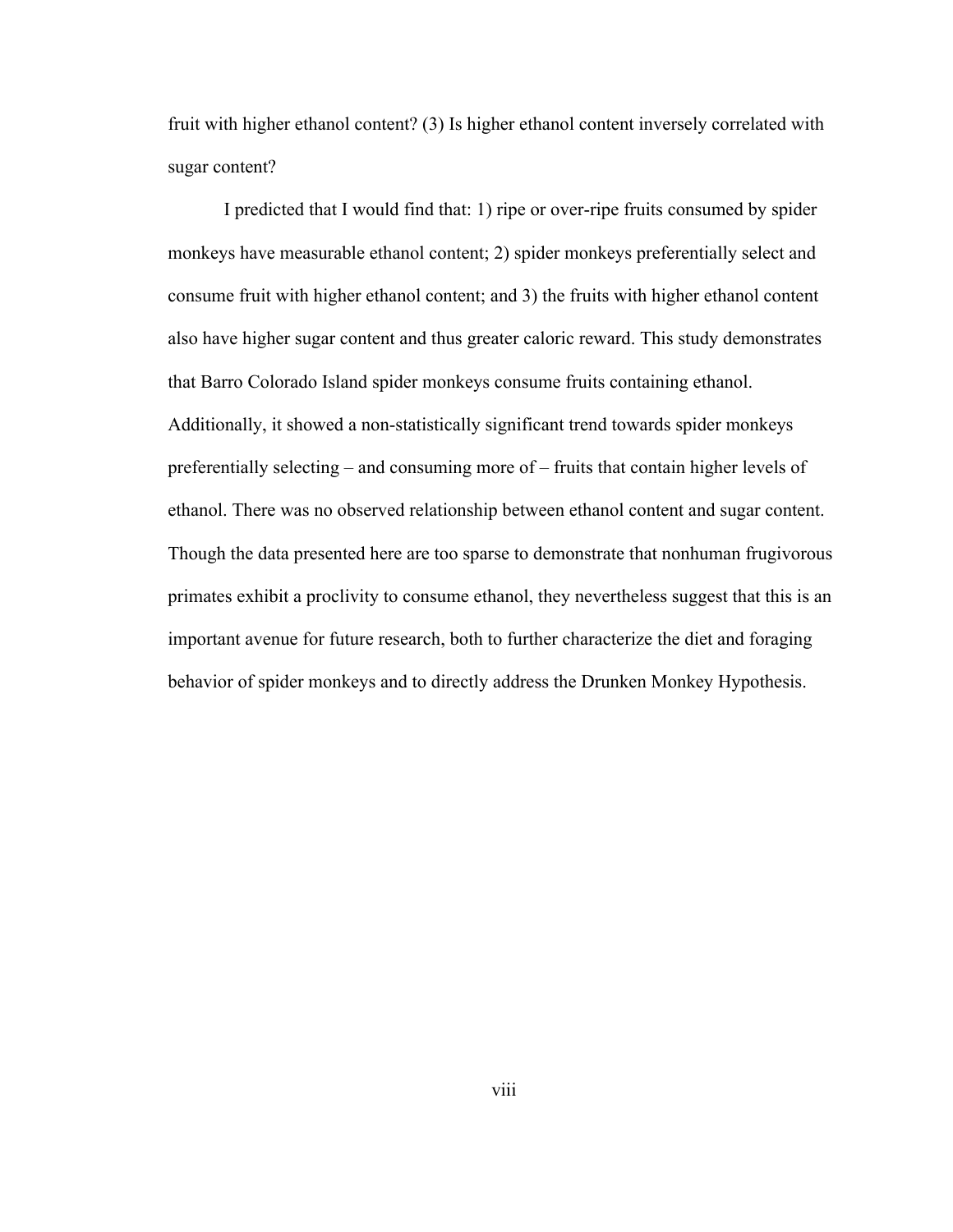fruit with higher ethanol content? (3) Is higher ethanol content inversely correlated with sugar content?

I predicted that I would find that: 1) ripe or over-ripe fruits consumed by spider monkeys have measurable ethanol content; 2) spider monkeys preferentially select and consume fruit with higher ethanol content; and 3) the fruits with higher ethanol content also have higher sugar content and thus greater caloric reward. This study demonstrates that Barro Colorado Island spider monkeys consume fruits containing ethanol. Additionally, it showed a non-statistically significant trend towards spider monkeys preferentially selecting – and consuming more of – fruits that contain higher levels of ethanol. There was no observed relationship between ethanol content and sugar content. Though the data presented here are too sparse to demonstrate that nonhuman frugivorous primates exhibit a proclivity to consume ethanol, they nevertheless suggest that this is an important avenue for future research, both to further characterize the diet and foraging behavior of spider monkeys and to directly address the Drunken Monkey Hypothesis.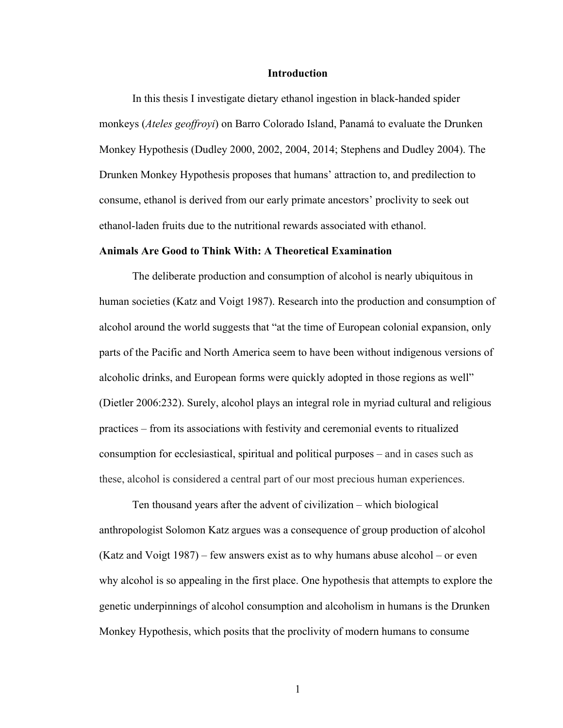## Introduction

In this thesis I investigate dietary ethanol ingestion in black-handed spider monkeys (*Ateles geoffroyi*) on Barro Colorado Island, Panamá to evaluate the Drunken Monkey Hypothesis (Dudley 2000, 2002, 2004, 2014; Stephens and Dudley 2004). The Drunken Monkey Hypothesis proposes that humans' attraction to, and predilection to consume, ethanol is derived from our early primate ancestors' proclivity to seek out ethanol-laden fruits due to the nutritional rewards associated with ethanol.

### Animals Are Good to Think With: A Theoretical Examination

The deliberate production and consumption of alcohol is nearly ubiquitous in human societies (Katz and Voigt 1987). Research into the production and consumption of alcohol around the world suggests that "at the time of European colonial expansion, only parts of the Pacific and North America seem to have been without indigenous versions of alcoholic drinks, and European forms were quickly adopted in those regions as well" (Dietler 2006:232). Surely, alcohol plays an integral role in myriad cultural and religious practices – from its associations with festivity and ceremonial events to ritualized consumption for ecclesiastical, spiritual and political purposes – and in cases such as these, alcohol is considered a central part of our most precious human experiences.

Ten thousand years after the advent of civilization – which biological anthropologist Solomon Katz argues was a consequence of group production of alcohol (Katz and Voigt 1987) – few answers exist as to why humans abuse alcohol – or even why alcohol is so appealing in the first place. One hypothesis that attempts to explore the genetic underpinnings of alcohol consumption and alcoholism in humans is the Drunken Monkey Hypothesis, which posits that the proclivity of modern humans to consume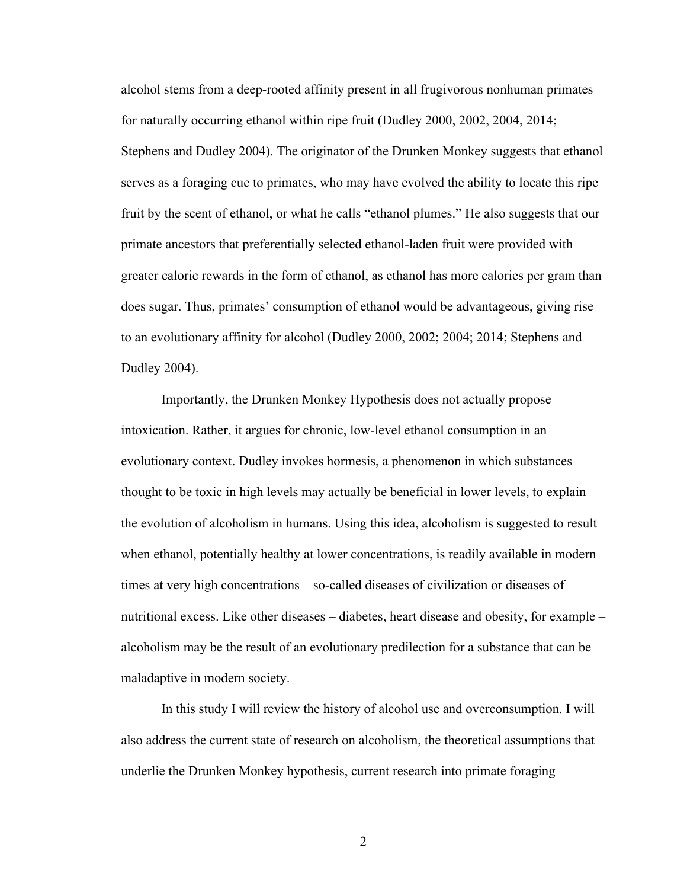alcohol stems from a deep-rooted affinity present in all frugivorous nonhuman primates for naturally occurring ethanol within ripe fruit (Dudley 2000, 2002, 2004, 2014; Stephens and Dudley 2004). The originator of the Drunken Monkey suggests that ethanol serves as a foraging cue to primates, who may have evolved the ability to locate this ripe fruit by the scent of ethanol, or what he calls "ethanol plumes." He also suggests that our primate ancestors that preferentially selected ethanol-laden fruit were provided with greater caloric rewards in the form of ethanol, as ethanol has more calories per gram than does sugar. Thus, primates' consumption of ethanol would be advantageous, giving rise to an evolutionary affinity for alcohol (Dudley 2000, 2002; 2004; 2014; Stephens and Dudley 2004).

Importantly, the Drunken Monkey Hypothesis does not actually propose intoxication. Rather, it argues for chronic, low-level ethanol consumption in an evolutionary context. Dudley invokes hormesis, a phenomenon in which substances thought to be toxic in high levels may actually be beneficial in lower levels, to explain the evolution of alcoholism in humans. Using this idea, alcoholism is suggested to result when ethanol, potentially healthy at lower concentrations, is readily available in modern times at very high concentrations – so-called diseases of civilization or diseases of nutritional excess. Like other diseases – diabetes, heart disease and obesity, for example – alcoholism may be the result of an evolutionary predilection for a substance that can be maladaptive in modern society.

In this study I will review the history of alcohol use and overconsumption. I will also address the current state of research on alcoholism, the theoretical assumptions that underlie the Drunken Monkey hypothesis, current research into primate foraging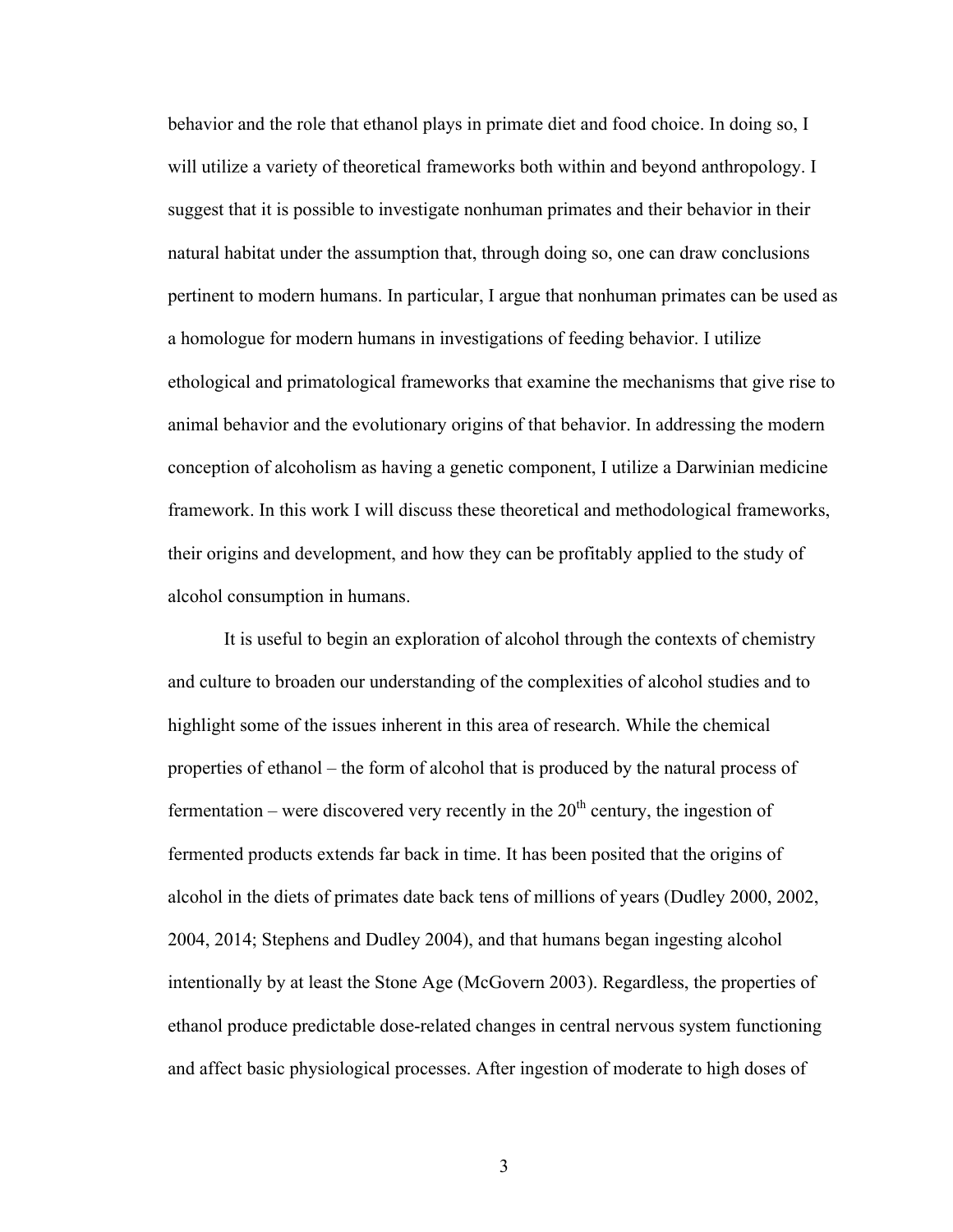behavior and the role that ethanol plays in primate diet and food choice. In doing so, I will utilize a variety of theoretical frameworks both within and beyond anthropology. I suggest that it is possible to investigate nonhuman primates and their behavior in their natural habitat under the assumption that, through doing so, one can draw conclusions pertinent to modern humans. In particular, I argue that nonhuman primates can be used as a homologue for modern humans in investigations of feeding behavior. I utilize ethological and primatological frameworks that examine the mechanisms that give rise to animal behavior and the evolutionary origins of that behavior. In addressing the modern conception of alcoholism as having a genetic component, I utilize a Darwinian medicine framework. In this work I will discuss these theoretical and methodological frameworks, their origins and development, and how they can be profitably applied to the study of alcohol consumption in humans.

It is useful to begin an exploration of alcohol through the contexts of chemistry and culture to broaden our understanding of the complexities of alcohol studies and to highlight some of the issues inherent in this area of research. While the chemical properties of ethanol – the form of alcohol that is produced by the natural process of fermentation – were discovered very recently in the 20th century, the ingestion of fermented products extends far back in time. It has been posited that the origins of alcohol in the diets of primates date back tens of millions of years (Dudley 2000, 2002, 2004, 2014; Stephens and Dudley 2004), and that humans began ingesting alcohol intentionally by at least the Stone Age (McGovern 2003). Regardless, the properties of ethanol produce predictable dose-related changes in central nervous system functioning and affect basic physiological processes. After ingestion of moderate to high doses of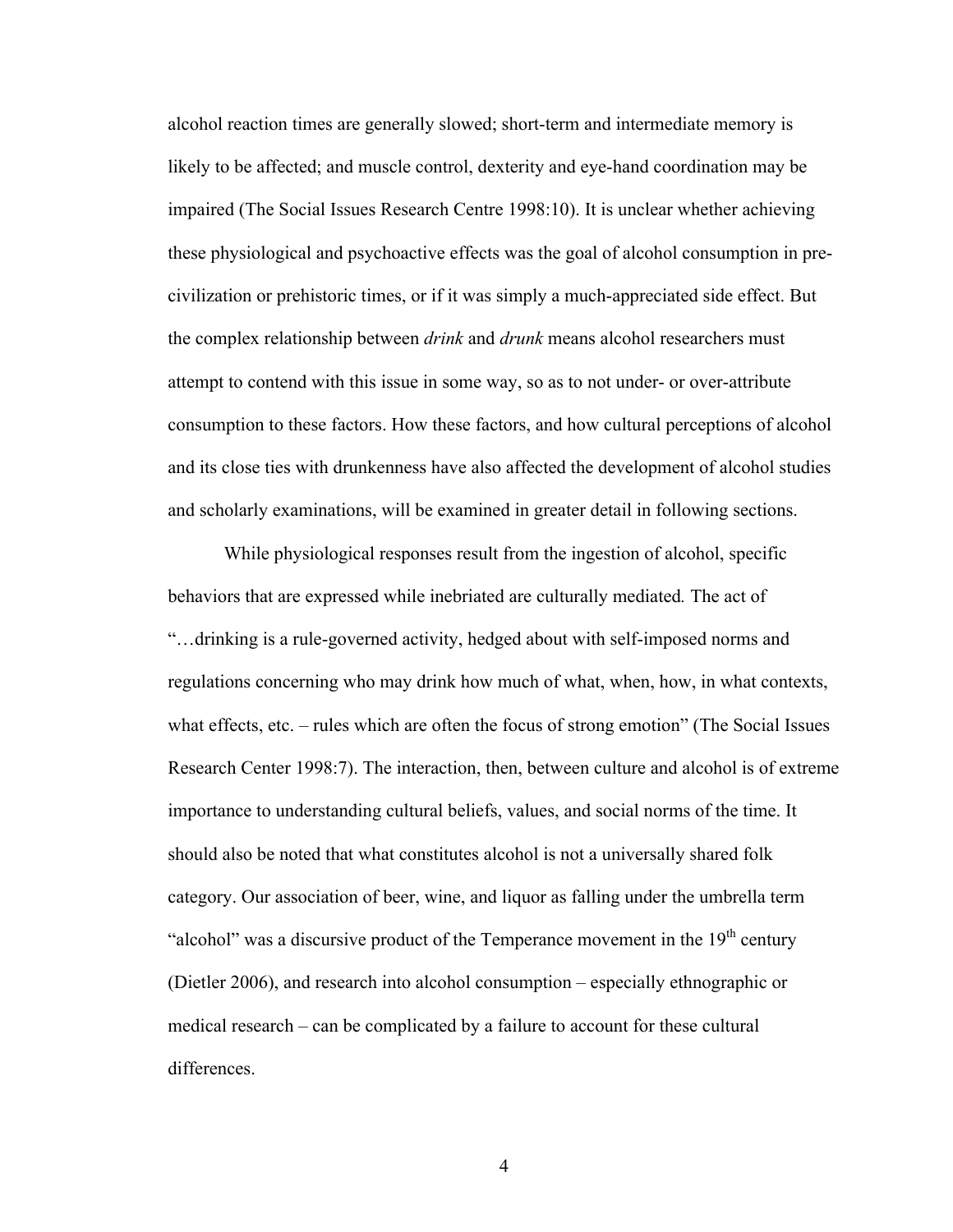alcohol reaction times are generally slowed; short-term and intermediate memory is likely to be affected; and muscle control, dexterity and eye-hand coordination may be impaired (The Social Issues Research Centre 1998:10). It is unclear whether achieving these physiological and psychoactive effects was the goal of alcohol consumption in pre-civilization or prehistoric times, or if it was simply a much-appreciated side effect. But the complex relationship between *drink* and *drunk* means alcohol researchers must attempt to contend with this issue in some way, so as to not under- or over-attribute consumption to these factors. How these factors, and how cultural perceptions of alcohol and its close ties with drunkenness have also affected the development of alcohol studies and scholarly examinations, will be examined in greater detail in following sections.

While physiological responses result from the ingestion of alcohol, specific behaviors that are expressed while inebriated are culturally mediated. The act of "…drinking is a rule-governed activity, hedged about with self-imposed norms and regulations concerning who may drink how much of what, when, how, in what contexts, what effects, etc. – rules which are often the focus of strong emotion" (The Social Issues Research Center 1998:7). The interaction, then, between culture and alcohol is of extreme importance to understanding cultural beliefs, values, and social norms of the time. It should also be noted that what constitutes alcohol is not a universally shared folk category. Our association of beer, wine, and liquor as falling under the umbrella term "alcohol" was a discursive product of the Temperance movement in the 19th century (Dietler 2006), and research into alcohol consumption – especially ethnographic or medical research – can be complicated by a failure to account for these cultural differences.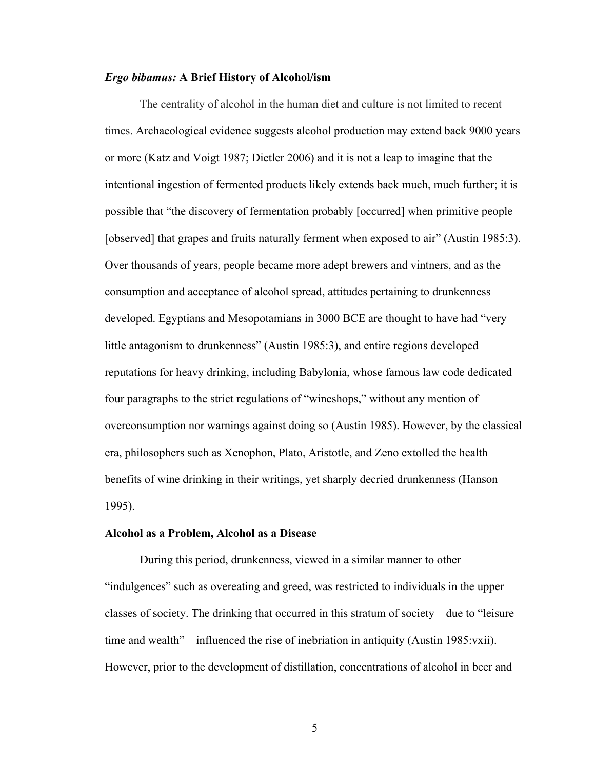### *Ergo bibamus:* A Brief History of Alcohol/ism

The centrality of alcohol in the human diet and culture is not limited to recent times. Archaeological evidence suggests alcohol production may extend back 9000 years or more (Katz and Voigt 1987; Dietler 2006) and it is not a leap to imagine that the intentional ingestion of fermented products likely extends back much, much further; it is possible that "the discovery of fermentation probably [occurred] when primitive people [observed] that grapes and fruits naturally ferment when exposed to air" (Austin 1985:3). Over thousands of years, people became more adept brewers and vintners, and as the consumption and acceptance of alcohol spread, attitudes pertaining to drunkenness developed. Egyptians and Mesopotamians in 3000 BCE are thought to have had "very little antagonism to drunkenness" (Austin 1985:3), and entire regions developed reputations for heavy drinking, including Babylonia, whose famous law code dedicated four paragraphs to the strict regulations of "wineshops," without any mention of overconsumption nor warnings against doing so (Austin 1985). However, by the classical era, philosophers such as Xenophon, Plato, Aristotle, and Zeno extolled the health benefits of wine drinking in their writings, yet sharply decried drunkenness (Hanson 1995).

### Alcohol as a Problem, Alcohol as a Disease

During this period, drunkenness, viewed in a similar manner to other "indulgences" such as overeating and greed, was restricted to individuals in the upper classes of society. The drinking that occurred in this stratum of society – due to "leisure time and wealth" – influenced the rise of inebriation in antiquity (Austin 1985:vxii). However, prior to the development of distillation, concentrations of alcohol in beer and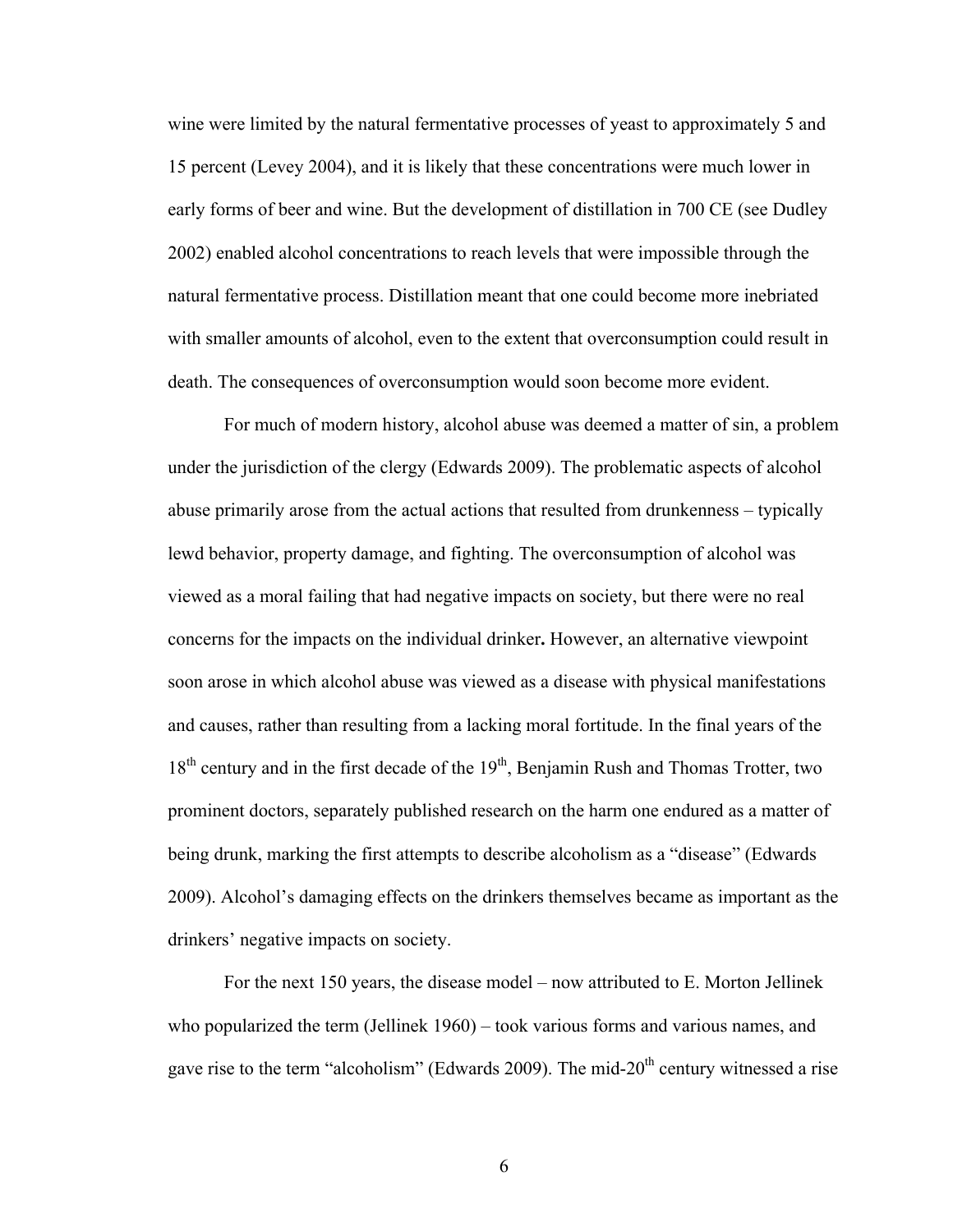wine were limited by the natural fermentative processes of yeast to approximately 5 and 15 percent (Levey 2004), and it is likely that these concentrations were much lower in early forms of beer and wine. But the development of distillation in 700 CE (see Dudley 2002) enabled alcohol concentrations to reach levels that were impossible through the natural fermentative process. Distillation meant that one could become more inebriated with smaller amounts of alcohol, even to the extent that overconsumption could result in death. The consequences of overconsumption would soon become more evident.

For much of modern history, alcohol abuse was deemed a matter of sin, a problem under the jurisdiction of the clergy (Edwards 2009). The problematic aspects of alcohol abuse primarily arose from the actual actions that resulted from drunkenness – typically lewd behavior, property damage, and fighting. The overconsumption of alcohol was viewed as a moral failing that had negative impacts on society, but there were no real concerns for the impacts on the individual drinker. However, an alternative viewpoint soon arose in which alcohol abuse was viewed as a disease with physical manifestations and causes, rather than resulting from a lacking moral fortitude. In the final years of the 18th century and in the first decade of the 19th, Benjamin Rush and Thomas Trotter, two prominent doctors, separately published research on the harm one endured as a matter of being drunk, marking the first attempts to describe alcoholism as a "disease" (Edwards 2009). Alcohol's damaging effects on the drinkers themselves became as important as the drinkers' negative impacts on society.

For the next 150 years, the disease model – now attributed to E. Morton Jellinek who popularized the term (Jellinek 1960) – took various forms and various names, and gave rise to the term "alcoholism" (Edwards 2009). The mid-20th century witnessed a rise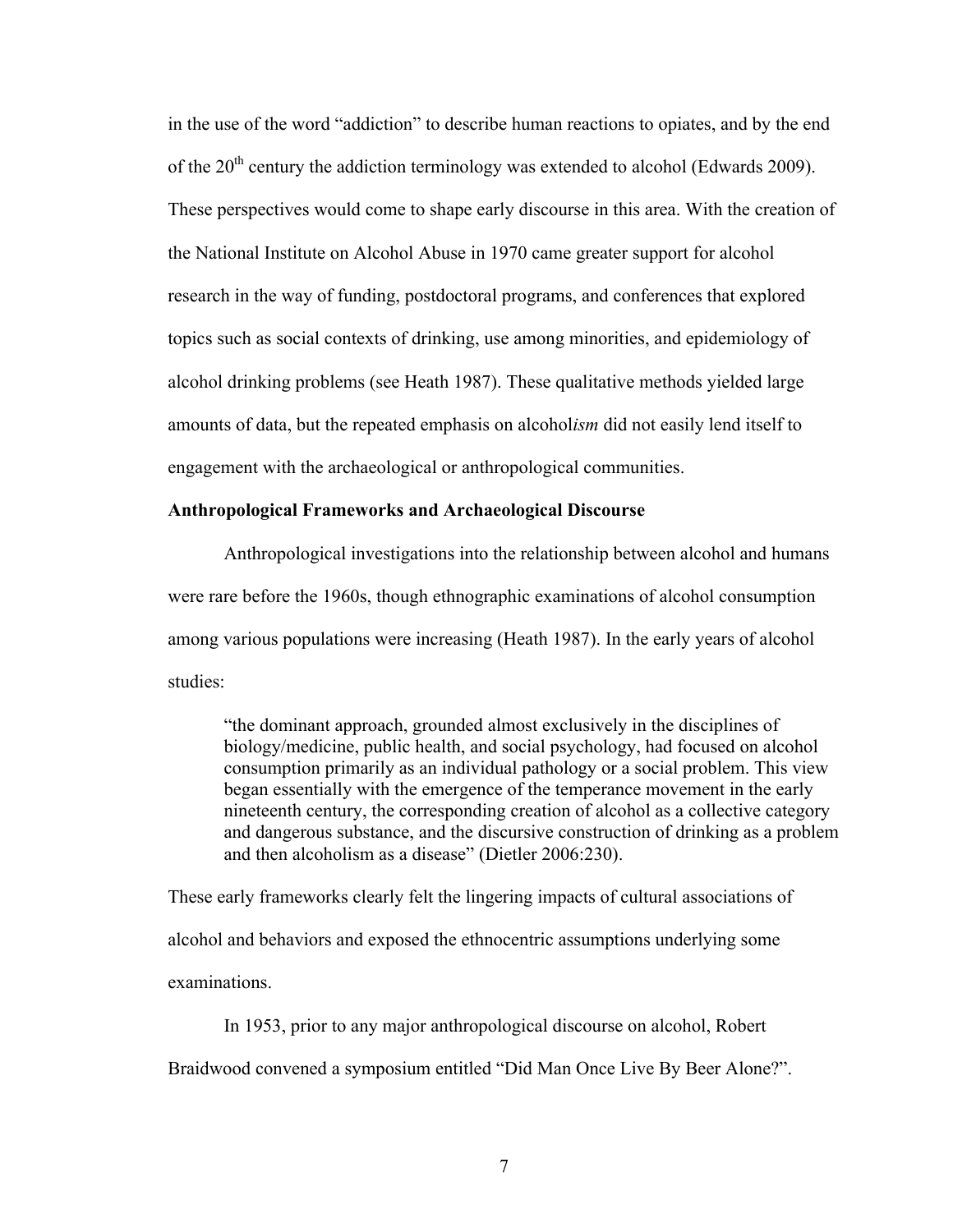in the use of the word "addiction" to describe human reactions to opiates, and by the end of the 20th century the addiction terminology was extended to alcohol (Edwards 2009). These perspectives would come to shape early discourse in this area. With the creation of the National Institute on Alcohol Abuse in 1970 came greater support for alcohol research in the way of funding, postdoctoral programs, and conferences that explored topics such as social contexts of drinking, use among minorities, and epidemiology of alcohol drinking problems (see Heath 1987). These qualitative methods yielded large amounts of data, but the repeated emphasis on alcohol*ism* did not easily lend itself to engagement with the archaeological or anthropological communities.

**Anthropological Frameworks and Archaeological Discourse**

Anthropological investigations into the relationship between alcohol and humans were rare before the 1960s, though ethnographic examinations of alcohol consumption among various populations were increasing (Heath 1987). In the early years of alcohol studies:

> "the dominant approach, grounded almost exclusively in the disciplines of biology/medicine, public health, and social psychology, had focused on alcohol consumption primarily as an individual pathology or a social problem. This view began essentially with the emergence of the temperance movement in the early nineteenth century, the corresponding creation of alcohol as a collective category and dangerous substance, and the discursive construction of drinking as a problem and then alcoholism as a disease" (Dietler 2006:230).

These early frameworks clearly felt the lingering impacts of cultural associations of alcohol and behaviors and exposed the ethnocentric assumptions underlying some examinations.

In 1953, prior to any major anthropological discourse on alcohol, Robert Braidwood convened a symposium entitled "Did Man Once Live By Beer Alone?".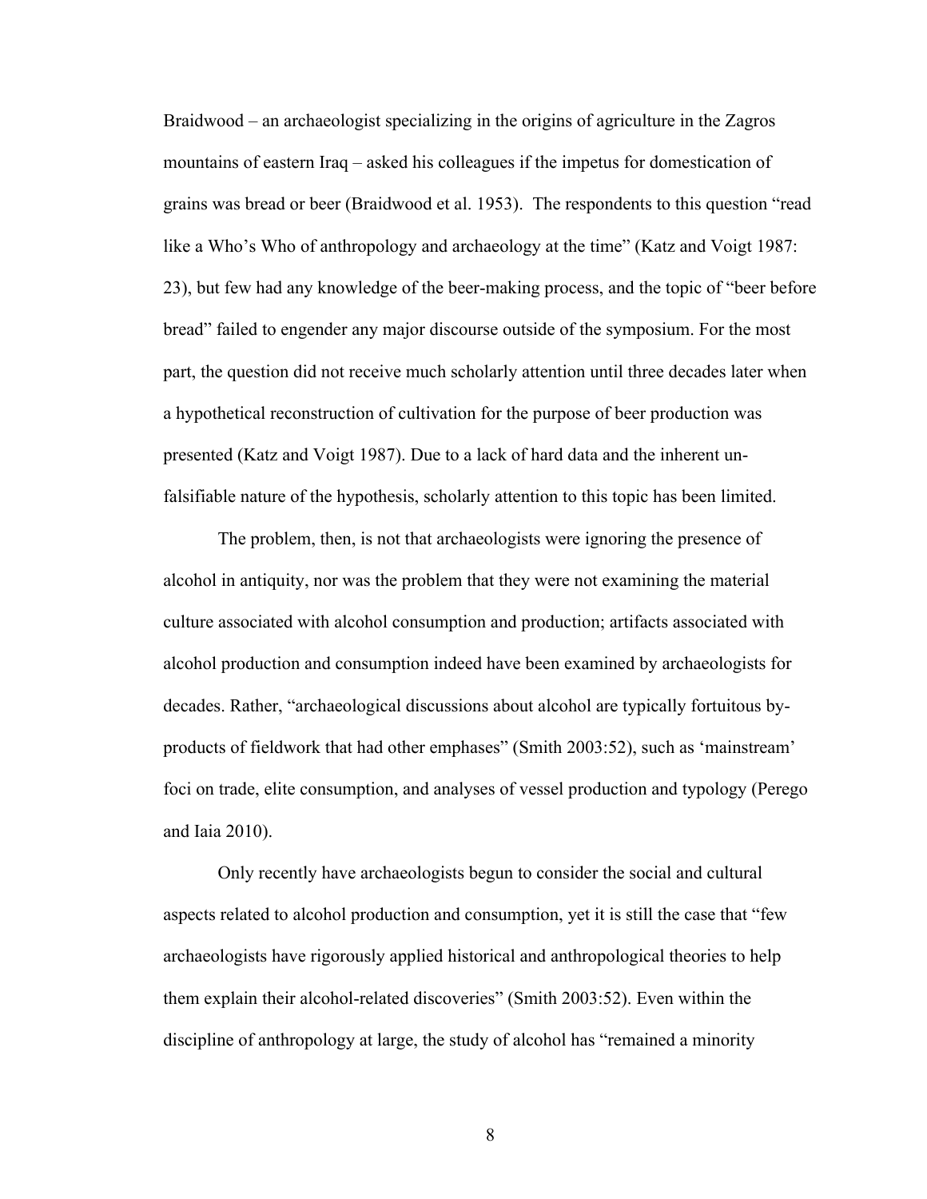Braidwood – an archaeologist specializing in the origins of agriculture in the Zagros mountains of eastern Iraq – asked his colleagues if the impetus for domestication of grains was bread or beer (Braidwood et al. 1953). The respondents to this question "read like a Who's Who of anthropology and archaeology at the time" (Katz and Voigt 1987: 23), but few had any knowledge of the beer-making process, and the topic of "beer before bread" failed to engender any major discourse outside of the symposium. For the most part, the question did not receive much scholarly attention until three decades later when a hypothetical reconstruction of cultivation for the purpose of beer production was presented (Katz and Voigt 1987). Due to a lack of hard data and the inherent un-falsifiable nature of the hypothesis, scholarly attention to this topic has been limited.

The problem, then, is not that archaeologists were ignoring the presence of alcohol in antiquity, nor was the problem that they were not examining the material culture associated with alcohol consumption and production; artifacts associated with alcohol production and consumption indeed have been examined by archaeologists for decades. Rather, "archaeological discussions about alcohol are typically fortuitous by-products of fieldwork that had other emphases" (Smith 2003:52), such as 'mainstream' foci on trade, elite consumption, and analyses of vessel production and typology (Perego and Iaia 2010).

Only recently have archaeologists begun to consider the social and cultural aspects related to alcohol production and consumption, yet it is still the case that "few archaeologists have rigorously applied historical and anthropological theories to help them explain their alcohol-related discoveries" (Smith 2003:52). Even within the discipline of anthropology at large, the study of alcohol has "remained a minority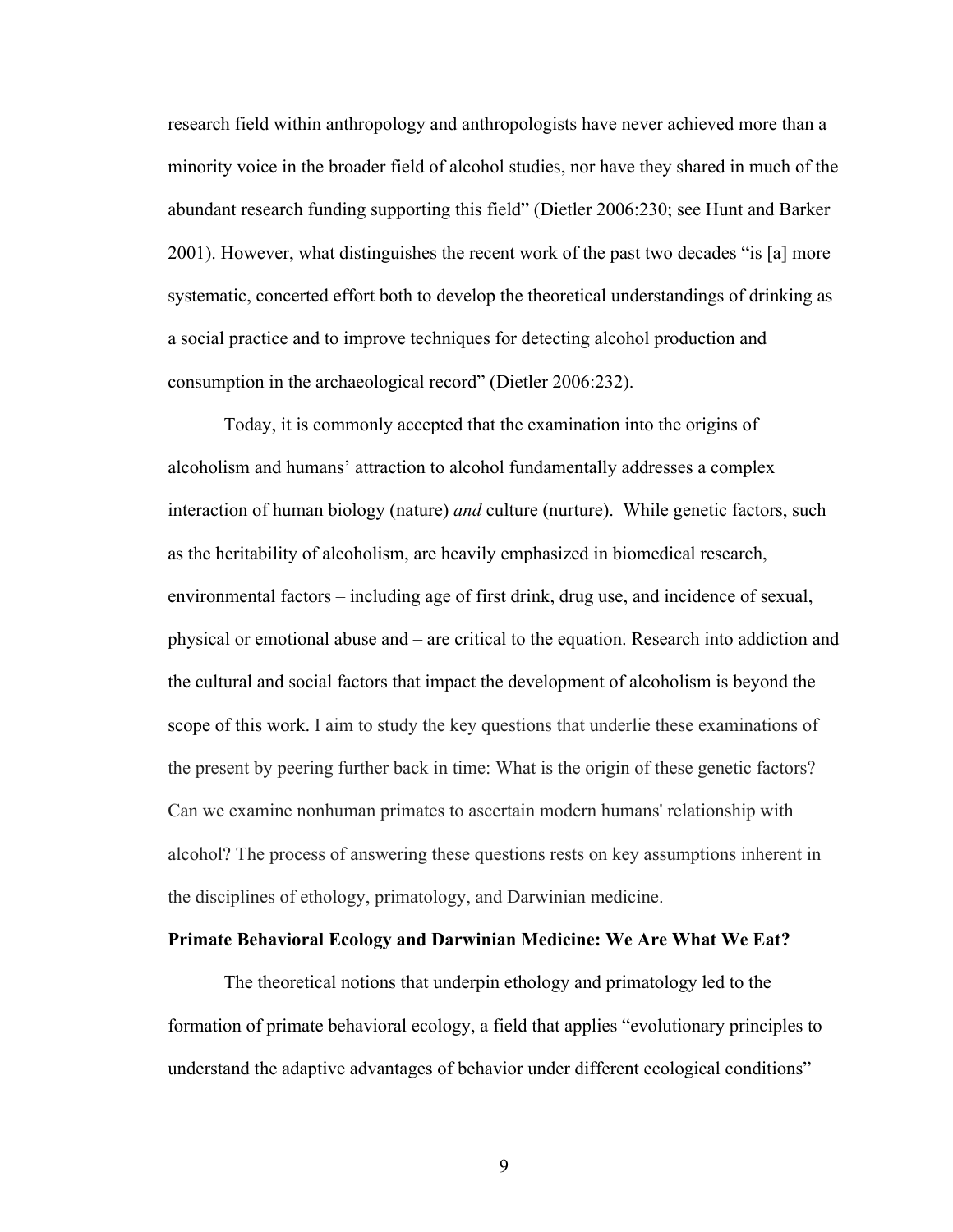research field within anthropology and anthropologists have never achieved more than a minority voice in the broader field of alcohol studies, nor have they shared in much of the abundant research funding supporting this field" (Dietler 2006:230; see Hunt and Barker 2001). However, what distinguishes the recent work of the past two decades "is [a] more systematic, concerted effort both to develop the theoretical understandings of drinking as a social practice and to improve techniques for detecting alcohol production and consumption in the archaeological record" (Dietler 2006:232).

Today, it is commonly accepted that the examination into the origins of alcoholism and humans' attraction to alcohol fundamentally addresses a complex interaction of human biology (nature) *and* culture (nurture). While genetic factors, such as the heritability of alcoholism, are heavily emphasized in biomedical research, environmental factors – including age of first drink, drug use, and incidence of sexual, physical or emotional abuse and – are critical to the equation. Research into addiction and the cultural and social factors that impact the development of alcoholism is beyond the scope of this work. I aim to study the key questions that underlie these examinations of the present by peering further back in time: What is the origin of these genetic factors? Can we examine nonhuman primates to ascertain modern humans' relationship with alcohol? The process of answering these questions rests on key assumptions inherent in the disciplines of ethology, primatology, and Darwinian medicine.

**Primate Behavioral Ecology and Darwinian Medicine: We Are What We Eat?**

The theoretical notions that underpin ethology and primatology led to the formation of primate behavioral ecology, a field that applies "evolutionary principles to understand the adaptive advantages of behavior under different ecological conditions"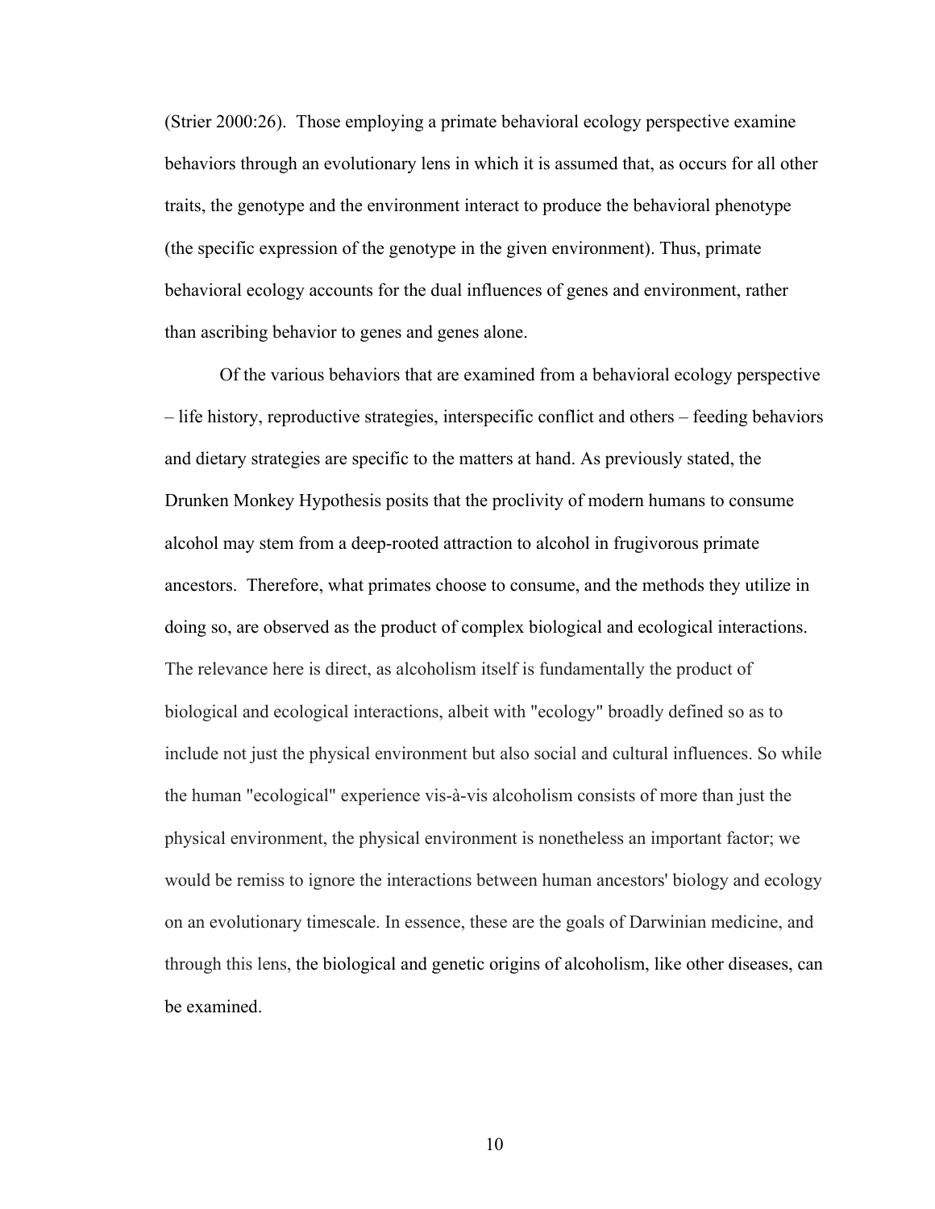(Strier 2000:26). Those employing a primate behavioral ecology perspective examine behaviors through an evolutionary lens in which it is assumed that, as occurs for all other traits, the genotype and the environment interact to produce the behavioral phenotype (the specific expression of the genotype in the given environment). Thus, primate behavioral ecology accounts for the dual influences of genes and environment, rather than ascribing behavior to genes and genes alone.

Of the various behaviors that are examined from a behavioral ecology perspective – life history, reproductive strategies, interspecific conflict and others – feeding behaviors and dietary strategies are specific to the matters at hand. As previously stated, the Drunken Monkey Hypothesis posits that the proclivity of modern humans to consume alcohol may stem from a deep-rooted attraction to alcohol in frugivorous primate ancestors. Therefore, what primates choose to consume, and the methods they utilize in doing so, are observed as the product of complex biological and ecological interactions. The relevance here is direct, as alcoholism itself is fundamentally the product of biological and ecological interactions, albeit with "ecology" broadly defined so as to include not just the physical environment but also social and cultural influences. So while the human "ecological" experience vis-à-vis alcoholism consists of more than just the physical environment, the physical environment is nonetheless an important factor; we would be remiss to ignore the interactions between human ancestors' biology and ecology on an evolutionary timescale. In essence, these are the goals of Darwinian medicine, and through this lens, the biological and genetic origins of alcoholism, like other diseases, can be examined.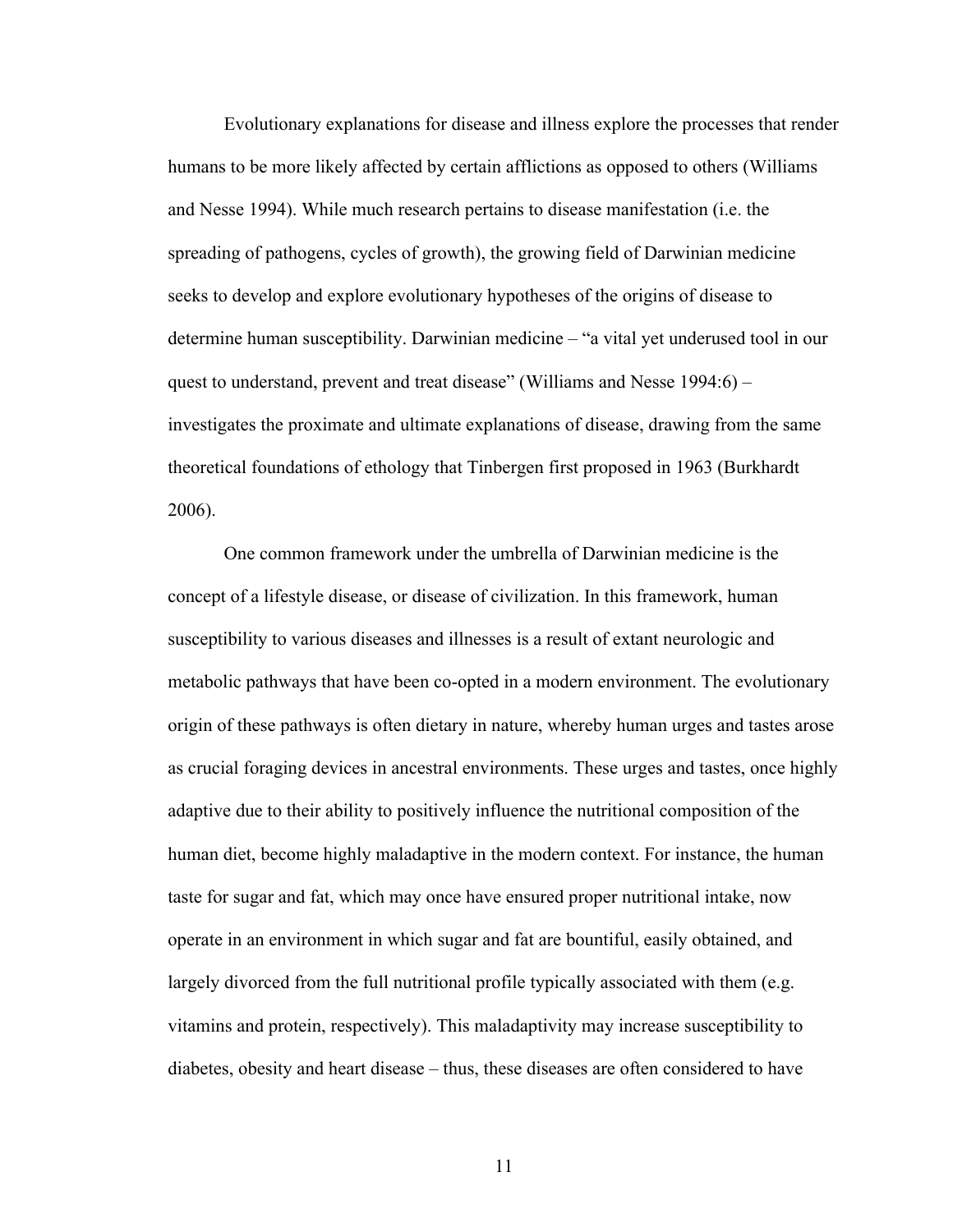Evolutionary explanations for disease and illness explore the processes that render humans to be more likely affected by certain afflictions as opposed to others (Williams and Nesse 1994). While much research pertains to disease manifestation (i.e. the spreading of pathogens, cycles of growth), the growing field of Darwinian medicine seeks to develop and explore evolutionary hypotheses of the origins of disease to determine human susceptibility. Darwinian medicine – "a vital yet underused tool in our quest to understand, prevent and treat disease" (Williams and Nesse 1994:6) – investigates the proximate and ultimate explanations of disease, drawing from the same theoretical foundations of ethology that Tinbergen first proposed in 1963 (Burkhardt 2006).

One common framework under the umbrella of Darwinian medicine is the concept of a lifestyle disease, or disease of civilization. In this framework, human susceptibility to various diseases and illnesses is a result of extant neurologic and metabolic pathways that have been co-opted in a modern environment. The evolutionary origin of these pathways is often dietary in nature, whereby human urges and tastes arose as crucial foraging devices in ancestral environments. These urges and tastes, once highly adaptive due to their ability to positively influence the nutritional composition of the human diet, become highly maladaptive in the modern context. For instance, the human taste for sugar and fat, which may once have ensured proper nutritional intake, now operate in an environment in which sugar and fat are bountiful, easily obtained, and largely divorced from the full nutritional profile typically associated with them (e.g. vitamins and protein, respectively). This maladaptivity may increase susceptibility to diabetes, obesity and heart disease – thus, these diseases are often considered to have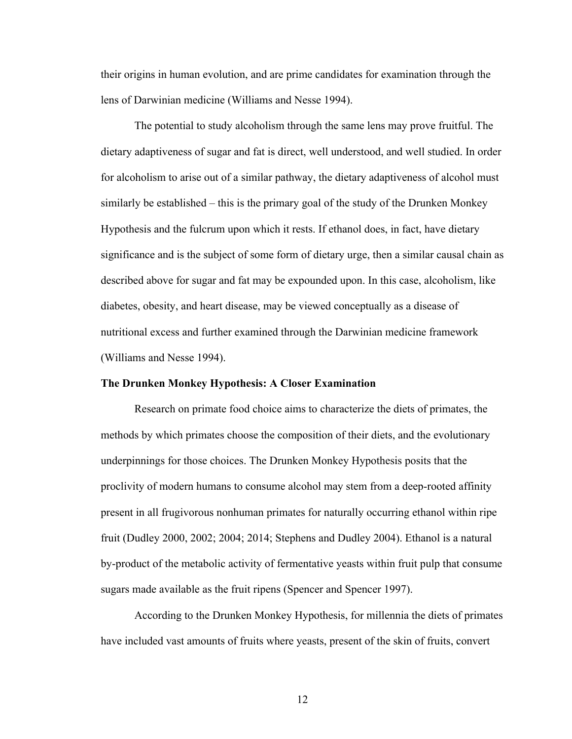their origins in human evolution, and are prime candidates for examination through the lens of Darwinian medicine (Williams and Nesse 1994).

The potential to study alcoholism through the same lens may prove fruitful. The dietary adaptiveness of sugar and fat is direct, well understood, and well studied. In order for alcoholism to arise out of a similar pathway, the dietary adaptiveness of alcohol must similarly be established – this is the primary goal of the study of the Drunken Monkey Hypothesis and the fulcrum upon which it rests. If ethanol does, in fact, have dietary significance and is the subject of some form of dietary urge, then a similar causal chain as described above for sugar and fat may be expounded upon. In this case, alcoholism, like diabetes, obesity, and heart disease, may be viewed conceptually as a disease of nutritional excess and further examined through the Darwinian medicine framework (Williams and Nesse 1994).

**The Drunken Monkey Hypothesis: A Closer Examination**

Research on primate food choice aims to characterize the diets of primates, the methods by which primates choose the composition of their diets, and the evolutionary underpinnings for those choices. The Drunken Monkey Hypothesis posits that the proclivity of modern humans to consume alcohol may stem from a deep-rooted affinity present in all frugivorous nonhuman primates for naturally occurring ethanol within ripe fruit (Dudley 2000, 2002; 2004; 2014; Stephens and Dudley 2004). Ethanol is a natural by-product of the metabolic activity of fermentative yeasts within fruit pulp that consume sugars made available as the fruit ripens (Spencer and Spencer 1997).

According to the Drunken Monkey Hypothesis, for millennia the diets of primates have included vast amounts of fruits where yeasts, present of the skin of fruits, convert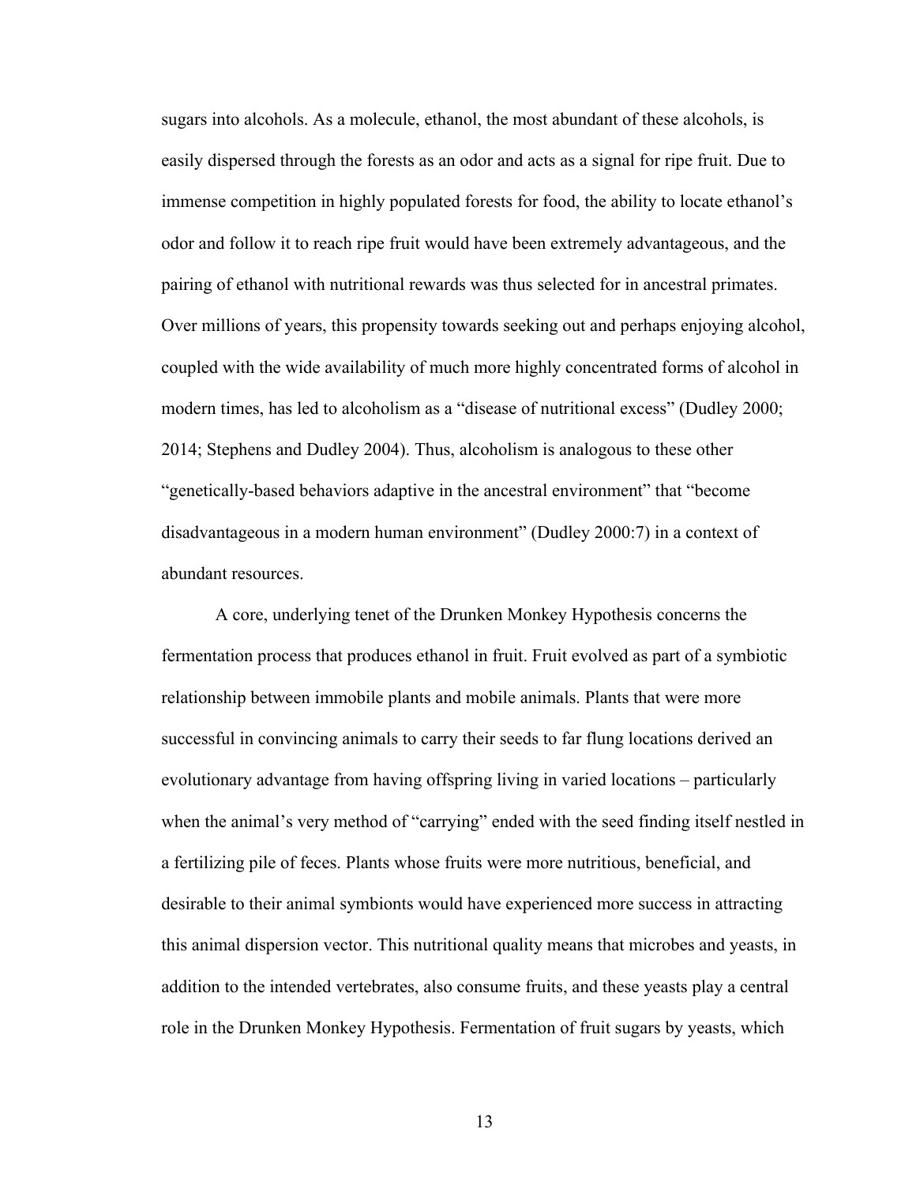sugars into alcohols. As a molecule, ethanol, the most abundant of these alcohols, is easily dispersed through the forests as an odor and acts as a signal for ripe fruit. Due to immense competition in highly populated forests for food, the ability to locate ethanol's odor and follow it to reach ripe fruit would have been extremely advantageous, and the pairing of ethanol with nutritional rewards was thus selected for in ancestral primates. Over millions of years, this propensity towards seeking out and perhaps enjoying alcohol, coupled with the wide availability of much more highly concentrated forms of alcohol in modern times, has led to alcoholism as a "disease of nutritional excess" (Dudley 2000; 2014; Stephens and Dudley 2004). Thus, alcoholism is analogous to these other "genetically-based behaviors adaptive in the ancestral environment" that "become disadvantageous in a modern human environment" (Dudley 2000:7) in a context of abundant resources.

A core, underlying tenet of the Drunken Monkey Hypothesis concerns the fermentation process that produces ethanol in fruit. Fruit evolved as part of a symbiotic relationship between immobile plants and mobile animals. Plants that were more successful in convincing animals to carry their seeds to far flung locations derived an evolutionary advantage from having offspring living in varied locations – particularly when the animal's very method of "carrying" ended with the seed finding itself nestled in a fertilizing pile of feces. Plants whose fruits were more nutritious, beneficial, and desirable to their animal symbionts would have experienced more success in attracting this animal dispersion vector. This nutritional quality means that microbes and yeasts, in addition to the intended vertebrates, also consume fruits, and these yeasts play a central role in the Drunken Monkey Hypothesis. Fermentation of fruit sugars by yeasts, which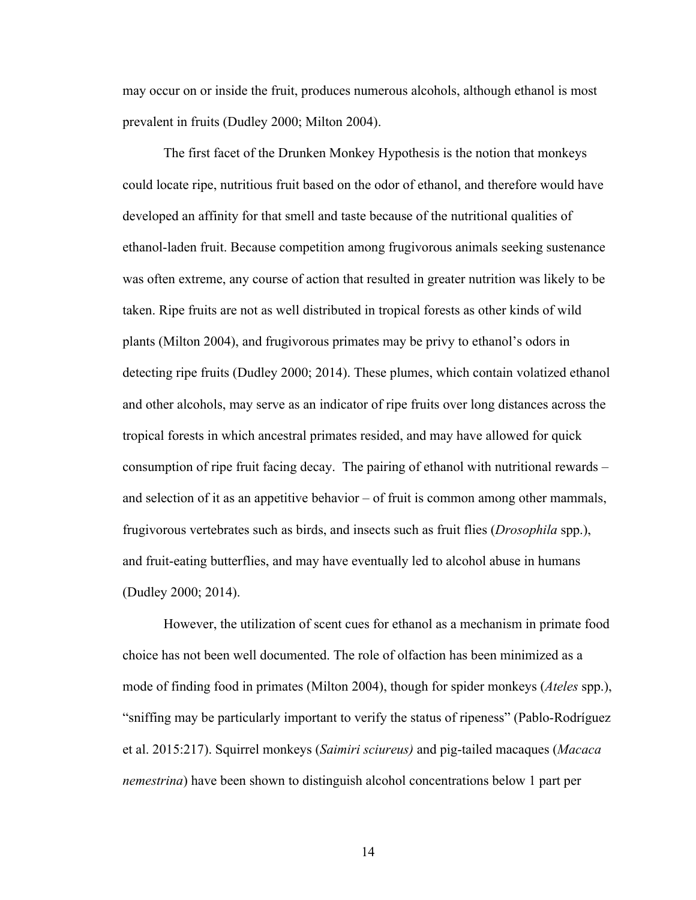may occur on or inside the fruit, produces numerous alcohols, although ethanol is most prevalent in fruits (Dudley 2000; Milton 2004).

The first facet of the Drunken Monkey Hypothesis is the notion that monkeys could locate ripe, nutritious fruit based on the odor of ethanol, and therefore would have developed an affinity for that smell and taste because of the nutritional qualities of ethanol-laden fruit. Because competition among frugivorous animals seeking sustenance was often extreme, any course of action that resulted in greater nutrition was likely to be taken. Ripe fruits are not as well distributed in tropical forests as other kinds of wild plants (Milton 2004), and frugivorous primates may be privy to ethanol's odors in detecting ripe fruits (Dudley 2000; 2014). These plumes, which contain volatized ethanol and other alcohols, may serve as an indicator of ripe fruits over long distances across the tropical forests in which ancestral primates resided, and may have allowed for quick consumption of ripe fruit facing decay. The pairing of ethanol with nutritional rewards – and selection of it as an appetitive behavior – of fruit is common among other mammals, frugivorous vertebrates such as birds, and insects such as fruit flies (*Drosophila* spp.), and fruit-eating butterflies, and may have eventually led to alcohol abuse in humans (Dudley 2000; 2014).

However, the utilization of scent cues for ethanol as a mechanism in primate food choice has not been well documented. The role of olfaction has been minimized as a mode of finding food in primates (Milton 2004), though for spider monkeys (*Ateles* spp.), "sniffing may be particularly important to verify the status of ripeness" (Pablo-Rodríguez et al. 2015:217). Squirrel monkeys (*Saimiri sciureus)* and pig-tailed macaques (*Macaca nemestrina*) have been shown to distinguish alcohol concentrations below 1 part per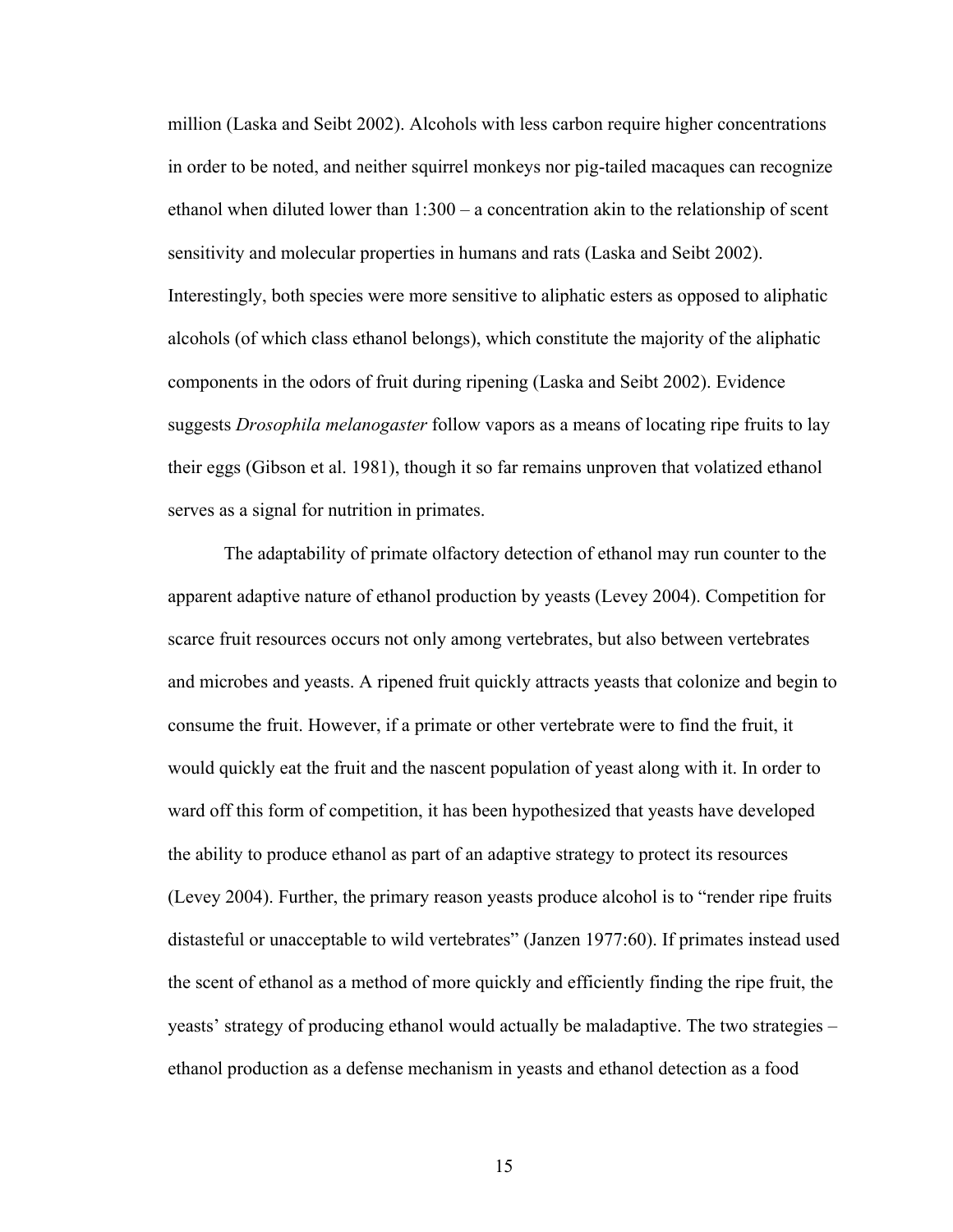million (Laska and Seibt 2002). Alcohols with less carbon require higher concentrations in order to be noted, and neither squirrel monkeys nor pig-tailed macaques can recognize ethanol when diluted lower than 1:300 – a concentration akin to the relationship of scent sensitivity and molecular properties in humans and rats (Laska and Seibt 2002). Interestingly, both species were more sensitive to aliphatic esters as opposed to aliphatic alcohols (of which class ethanol belongs), which constitute the majority of the aliphatic components in the odors of fruit during ripening (Laska and Seibt 2002). Evidence suggests *Drosophila melanogaster* follow vapors as a means of locating ripe fruits to lay their eggs (Gibson et al. 1981), though it so far remains unproven that volatized ethanol serves as a signal for nutrition in primates.

The adaptability of primate olfactory detection of ethanol may run counter to the apparent adaptive nature of ethanol production by yeasts (Levey 2004). Competition for scarce fruit resources occurs not only among vertebrates, but also between vertebrates and microbes and yeasts. A ripened fruit quickly attracts yeasts that colonize and begin to consume the fruit. However, if a primate or other vertebrate were to find the fruit, it would quickly eat the fruit and the nascent population of yeast along with it. In order to ward off this form of competition, it has been hypothesized that yeasts have developed the ability to produce ethanol as part of an adaptive strategy to protect its resources (Levey 2004). Further, the primary reason yeasts produce alcohol is to "render ripe fruits distasteful or unacceptable to wild vertebrates" (Janzen 1977:60). If primates instead used the scent of ethanol as a method of more quickly and efficiently finding the ripe fruit, the yeasts' strategy of producing ethanol would actually be maladaptive. The two strategies – ethanol production as a defense mechanism in yeasts and ethanol detection as a food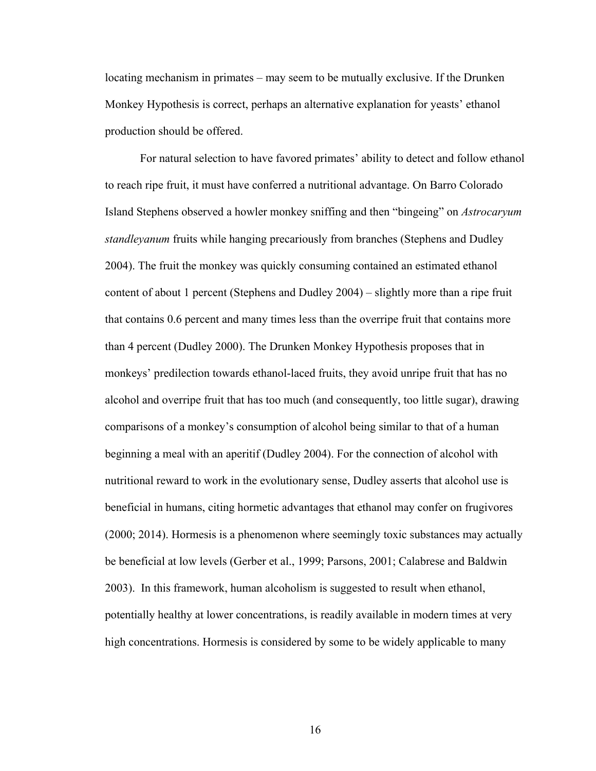locating mechanism in primates – may seem to be mutually exclusive. If the Drunken Monkey Hypothesis is correct, perhaps an alternative explanation for yeasts' ethanol production should be offered.

For natural selection to have favored primates' ability to detect and follow ethanol to reach ripe fruit, it must have conferred a nutritional advantage. On Barro Colorado Island Stephens observed a howler monkey sniffing and then "bingeing" on *Astrocaryum standleyanum* fruits while hanging precariously from branches (Stephens and Dudley 2004). The fruit the monkey was quickly consuming contained an estimated ethanol content of about 1 percent (Stephens and Dudley 2004) – slightly more than a ripe fruit that contains 0.6 percent and many times less than the overripe fruit that contains more than 4 percent (Dudley 2000). The Drunken Monkey Hypothesis proposes that in monkeys' predilection towards ethanol-laced fruits, they avoid unripe fruit that has no alcohol and overripe fruit that has too much (and consequently, too little sugar), drawing comparisons of a monkey's consumption of alcohol being similar to that of a human beginning a meal with an aperitif (Dudley 2004). For the connection of alcohol with nutritional reward to work in the evolutionary sense, Dudley asserts that alcohol use is beneficial in humans, citing hormetic advantages that ethanol may confer on frugivores (2000; 2014). Hormesis is a phenomenon where seemingly toxic substances may actually be beneficial at low levels (Gerber et al., 1999; Parsons, 2001; Calabrese and Baldwin 2003). In this framework, human alcoholism is suggested to result when ethanol, potentially healthy at lower concentrations, is readily available in modern times at very high concentrations. Hormesis is considered by some to be widely applicable to many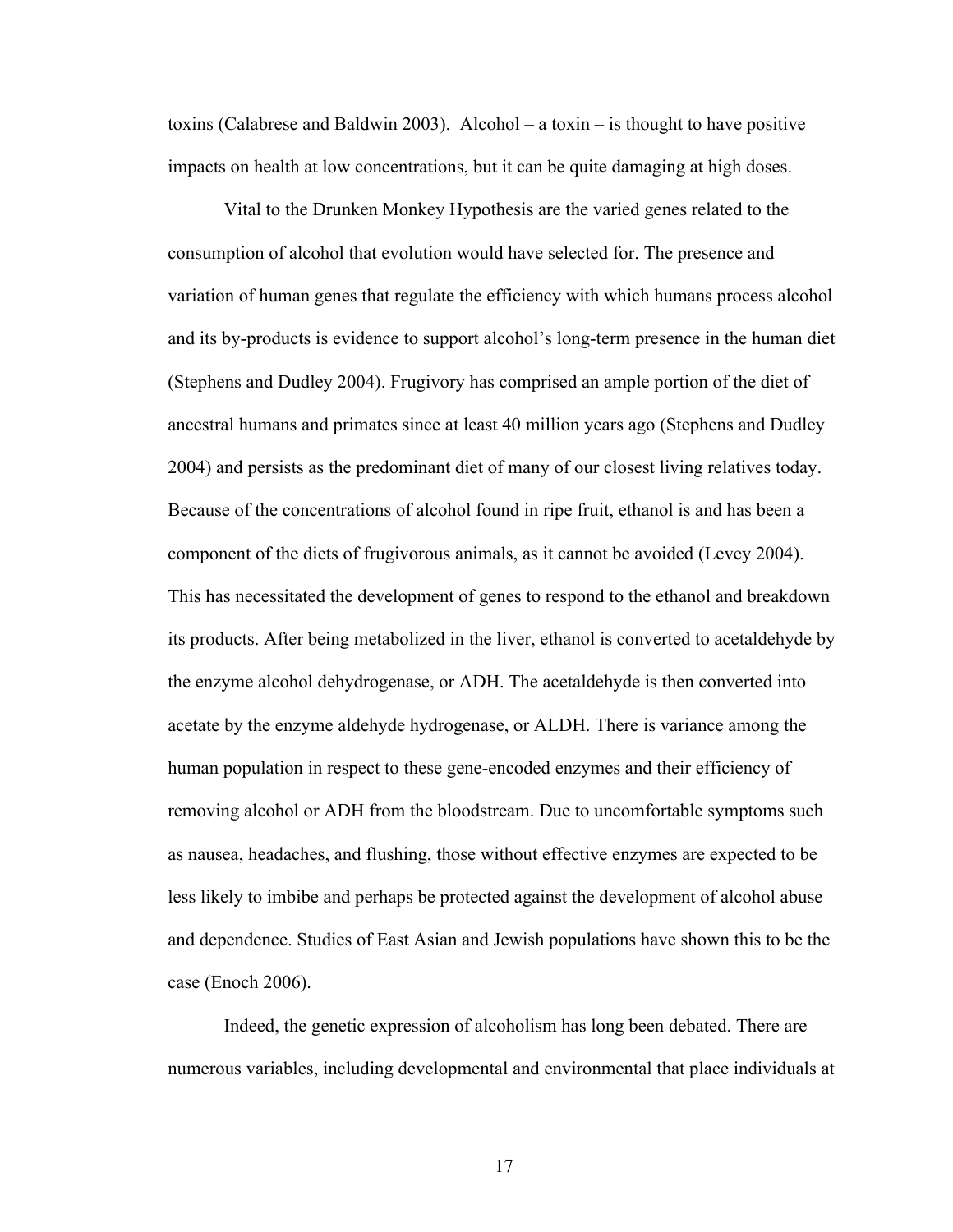toxins (Calabrese and Baldwin 2003). Alcohol – a toxin – is thought to have positive impacts on health at low concentrations, but it can be quite damaging at high doses.

Vital to the Drunken Monkey Hypothesis are the varied genes related to the consumption of alcohol that evolution would have selected for. The presence and variation of human genes that regulate the efficiency with which humans process alcohol and its by-products is evidence to support alcohol's long-term presence in the human diet (Stephens and Dudley 2004). Frugivory has comprised an ample portion of the diet of ancestral humans and primates since at least 40 million years ago (Stephens and Dudley 2004) and persists as the predominant diet of many of our closest living relatives today. Because of the concentrations of alcohol found in ripe fruit, ethanol is and has been a component of the diets of frugivorous animals, as it cannot be avoided (Levey 2004). This has necessitated the development of genes to respond to the ethanol and breakdown its products. After being metabolized in the liver, ethanol is converted to acetaldehyde by the enzyme alcohol dehydrogenase, or ADH. The acetaldehyde is then converted into acetate by the enzyme aldehyde hydrogenase, or ALDH. There is variance among the human population in respect to these gene-encoded enzymes and their efficiency of removing alcohol or ADH from the bloodstream. Due to uncomfortable symptoms such as nausea, headaches, and flushing, those without effective enzymes are expected to be less likely to imbibe and perhaps be protected against the development of alcohol abuse and dependence. Studies of East Asian and Jewish populations have shown this to be the case (Enoch 2006).

Indeed, the genetic expression of alcoholism has long been debated. There are numerous variables, including developmental and environmental that place individuals at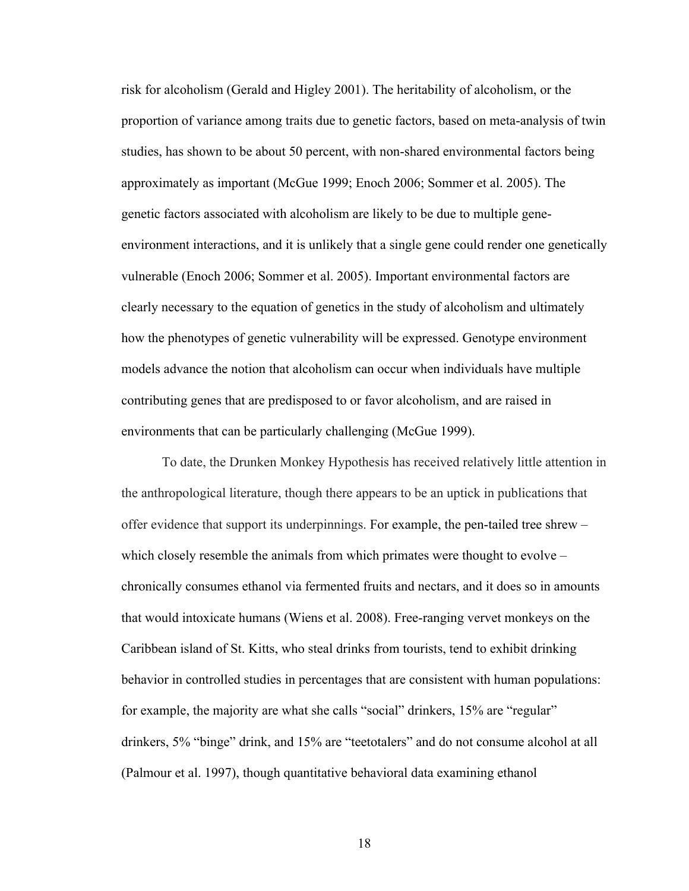risk for alcoholism (Gerald and Higley 2001). The heritability of alcoholism, or the proportion of variance among traits due to genetic factors, based on meta-analysis of twin studies, has shown to be about 50 percent, with non-shared environmental factors being approximately as important (McGue 1999; Enoch 2006; Sommer et al. 2005). The genetic factors associated with alcoholism are likely to be due to multiple gene-environment interactions, and it is unlikely that a single gene could render one genetically vulnerable (Enoch 2006; Sommer et al. 2005). Important environmental factors are clearly necessary to the equation of genetics in the study of alcoholism and ultimately how the phenotypes of genetic vulnerability will be expressed. Genotype environment models advance the notion that alcoholism can occur when individuals have multiple contributing genes that are predisposed to or favor alcoholism, and are raised in environments that can be particularly challenging (McGue 1999).

To date, the Drunken Monkey Hypothesis has received relatively little attention in the anthropological literature, though there appears to be an uptick in publications that offer evidence that support its underpinnings. For example, the pen-tailed tree shrew – which closely resemble the animals from which primates were thought to evolve – chronically consumes ethanol via fermented fruits and nectars, and it does so in amounts that would intoxicate humans (Wiens et al. 2008). Free-ranging vervet monkeys on the Caribbean island of St. Kitts, who steal drinks from tourists, tend to exhibit drinking behavior in controlled studies in percentages that are consistent with human populations: for example, the majority are what she calls "social" drinkers, 15% are "regular" drinkers, 5% "binge" drink, and 15% are "teetotalers" and do not consume alcohol at all (Palmour et al. 1997), though quantitative behavioral data examining ethanol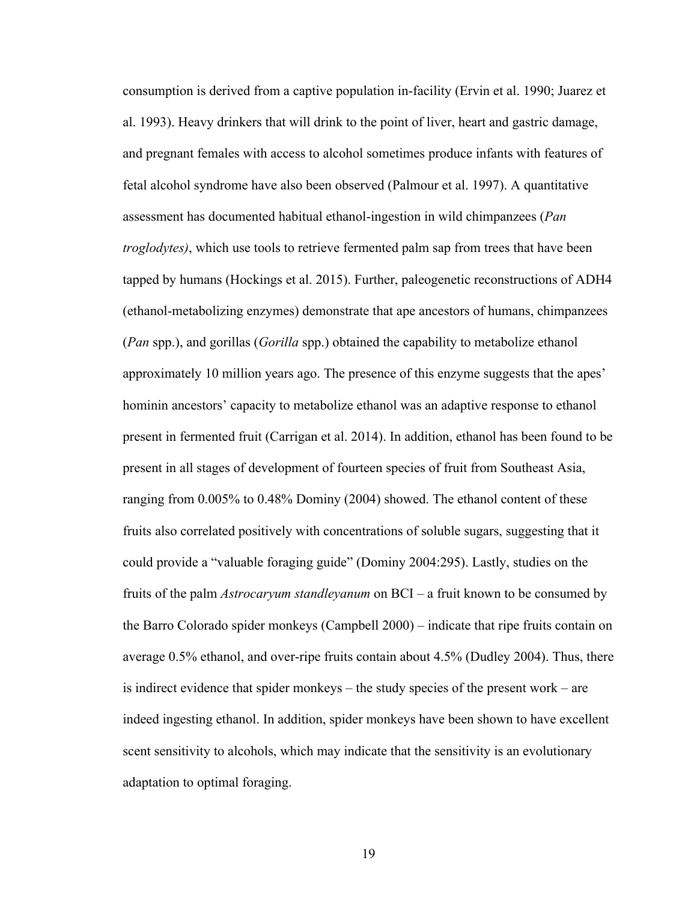consumption is derived from a captive population in-facility (Ervin et al. 1990; Juarez et al. 1993). Heavy drinkers that will drink to the point of liver, heart and gastric damage, and pregnant females with access to alcohol sometimes produce infants with features of fetal alcohol syndrome have also been observed (Palmour et al. 1997). A quantitative assessment has documented habitual ethanol-ingestion in wild chimpanzees (*Pan troglodytes)*, which use tools to retrieve fermented palm sap from trees that have been tapped by humans (Hockings et al. 2015). Further, paleogenetic reconstructions of ADH4 (ethanol-metabolizing enzymes) demonstrate that ape ancestors of humans, chimpanzees (*Pan* spp.), and gorillas (*Gorilla* spp.) obtained the capability to metabolize ethanol approximately 10 million years ago. The presence of this enzyme suggests that the apes' hominin ancestors' capacity to metabolize ethanol was an adaptive response to ethanol present in fermented fruit (Carrigan et al. 2014). In addition, ethanol has been found to be present in all stages of development of fourteen species of fruit from Southeast Asia, ranging from 0.005% to 0.48% Dominy (2004) showed. The ethanol content of these fruits also correlated positively with concentrations of soluble sugars, suggesting that it could provide a "valuable foraging guide" (Dominy 2004:295). Lastly, studies on the fruits of the palm *Astrocaryum standleyanum* on BCI – a fruit known to be consumed by the Barro Colorado spider monkeys (Campbell 2000) – indicate that ripe fruits contain on average 0.5% ethanol, and over-ripe fruits contain about 4.5% (Dudley 2004). Thus, there is indirect evidence that spider monkeys – the study species of the present work – are indeed ingesting ethanol. In addition, spider monkeys have been shown to have excellent scent sensitivity to alcohols, which may indicate that the sensitivity is an evolutionary adaptation to optimal foraging.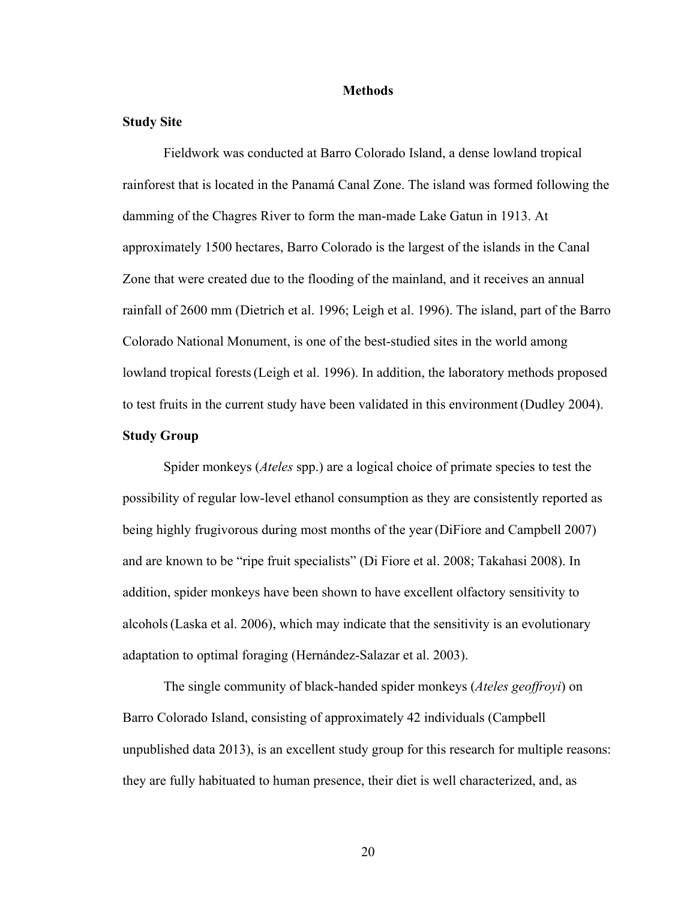# Methods

## Study Site

Fieldwork was conducted at Barro Colorado Island, a dense lowland tropical rainforest that is located in the Panamá Canal Zone. The island was formed following the damming of the Chagres River to form the man-made Lake Gatun in 1913. At approximately 1500 hectares, Barro Colorado is the largest of the islands in the Canal Zone that were created due to the flooding of the mainland, and it receives an annual rainfall of 2600 mm (Dietrich et al. 1996; Leigh et al. 1996). The island, part of the Barro Colorado National Monument, is one of the best-studied sites in the world among lowland tropical forests (Leigh et al. 1996). In addition, the laboratory methods proposed to test fruits in the current study have been validated in this environment (Dudley 2004).

## Study Group

Spider monkeys (*Ateles* spp.) are a logical choice of primate species to test the possibility of regular low-level ethanol consumption as they are consistently reported as being highly frugivorous during most months of the year (DiFiore and Campbell 2007) and are known to be "ripe fruit specialists" (Di Fiore et al. 2008; Takahasi 2008). In addition, spider monkeys have been shown to have excellent olfactory sensitivity to alcohols (Laska et al. 2006), which may indicate that the sensitivity is an evolutionary adaptation to optimal foraging (Hernández-Salazar et al. 2003).

The single community of black-handed spider monkeys (*Ateles geoffroyi*) on Barro Colorado Island, consisting of approximately 42 individuals (Campbell unpublished data 2013), is an excellent study group for this research for multiple reasons: they are fully habituated to human presence, their diet is well characterized, and, as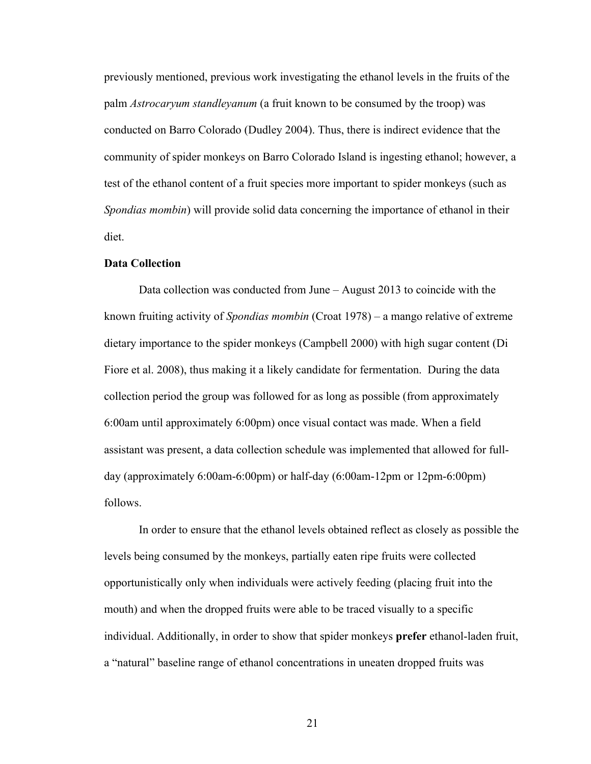previously mentioned, previous work investigating the ethanol levels in the fruits of the palm *Astrocaryum standleyanum* (a fruit known to be consumed by the troop) was conducted on Barro Colorado (Dudley 2004). Thus, there is indirect evidence that the community of spider monkeys on Barro Colorado Island is ingesting ethanol; however, a test of the ethanol content of a fruit species more important to spider monkeys (such as *Spondias mombin*) will provide solid data concerning the importance of ethanol in their diet.

**Data Collection**

Data collection was conducted from June – August 2013 to coincide with the known fruiting activity of *Spondias mombin* (Croat 1978) – a mango relative of extreme dietary importance to the spider monkeys (Campbell 2000) with high sugar content (Di Fiore et al. 2008), thus making it a likely candidate for fermentation. During the data collection period the group was followed for as long as possible (from approximately 6:00am until approximately 6:00pm) once visual contact was made. When a field assistant was present, a data collection schedule was implemented that allowed for full-day (approximately 6:00am-6:00pm) or half-day (6:00am-12pm or 12pm-6:00pm) follows.

In order to ensure that the ethanol levels obtained reflect as closely as possible the levels being consumed by the monkeys, partially eaten ripe fruits were collected opportunistically only when individuals were actively feeding (placing fruit into the mouth) and when the dropped fruits were able to be traced visually to a specific individual. Additionally, in order to show that spider monkeys **prefer** ethanol-laden fruit, a "natural" baseline range of ethanol concentrations in uneaten dropped fruits was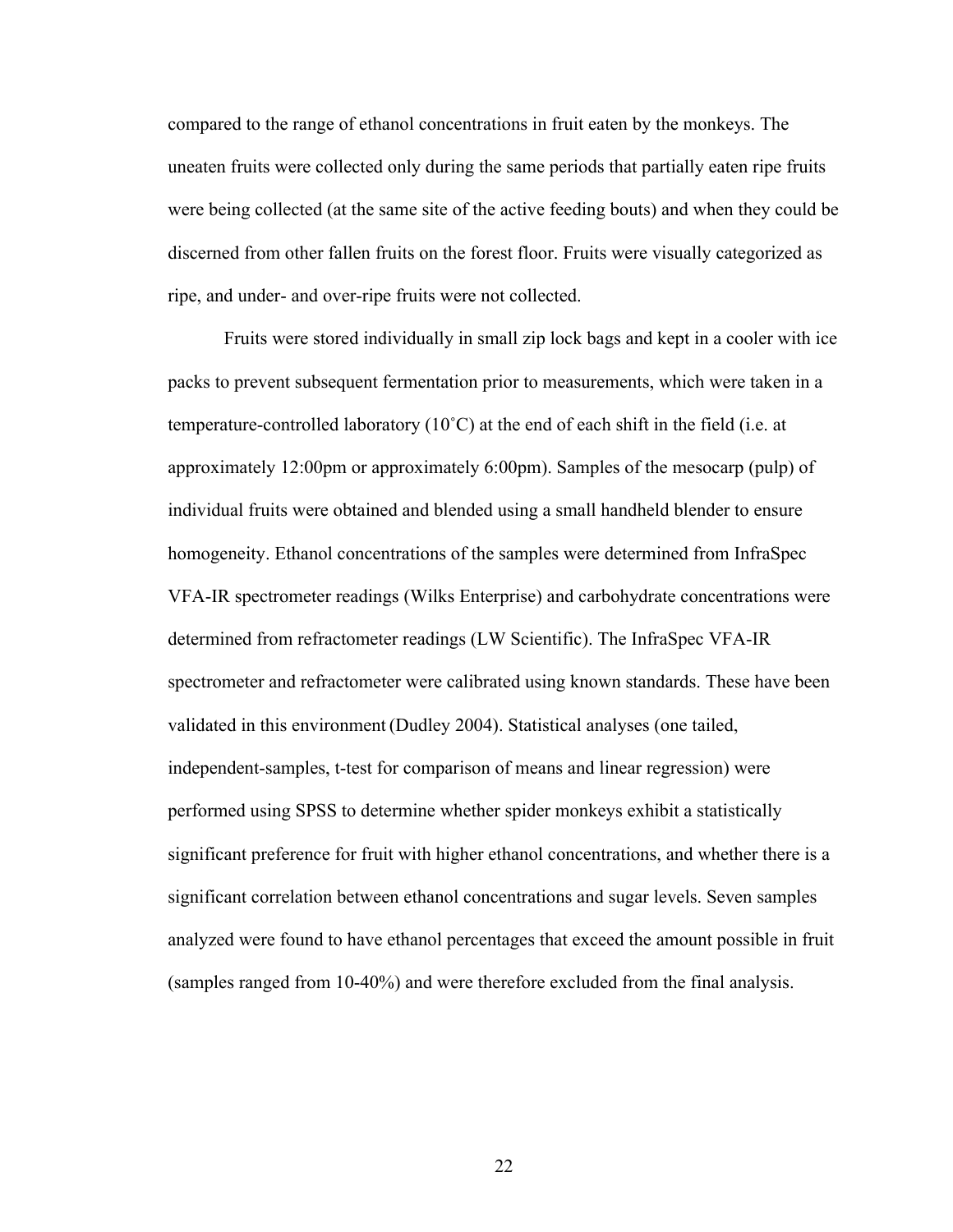compared to the range of ethanol concentrations in fruit eaten by the monkeys. The uneaten fruits were collected only during the same periods that partially eaten ripe fruits were being collected (at the same site of the active feeding bouts) and when they could be discerned from other fallen fruits on the forest floor. Fruits were visually categorized as ripe, and under- and over-ripe fruits were not collected.

Fruits were stored individually in small zip lock bags and kept in a cooler with ice packs to prevent subsequent fermentation prior to measurements, which were taken in a temperature-controlled laboratory (10˚C) at the end of each shift in the field (i.e. at approximately 12:00pm or approximately 6:00pm). Samples of the mesocarp (pulp) of individual fruits were obtained and blended using a small handheld blender to ensure homogeneity. Ethanol concentrations of the samples were determined from InfraSpec VFA-IR spectrometer readings (Wilks Enterprise) and carbohydrate concentrations were determined from refractometer readings (LW Scientific). The InfraSpec VFA-IR spectrometer and refractometer were calibrated using known standards. These have been validated in this environment (Dudley 2004). Statistical analyses (one tailed, independent-samples, t-test for comparison of means and linear regression) were performed using SPSS to determine whether spider monkeys exhibit a statistically significant preference for fruit with higher ethanol concentrations, and whether there is a significant correlation between ethanol concentrations and sugar levels. Seven samples analyzed were found to have ethanol percentages that exceed the amount possible in fruit (samples ranged from 10-40%) and were therefore excluded from the final analysis.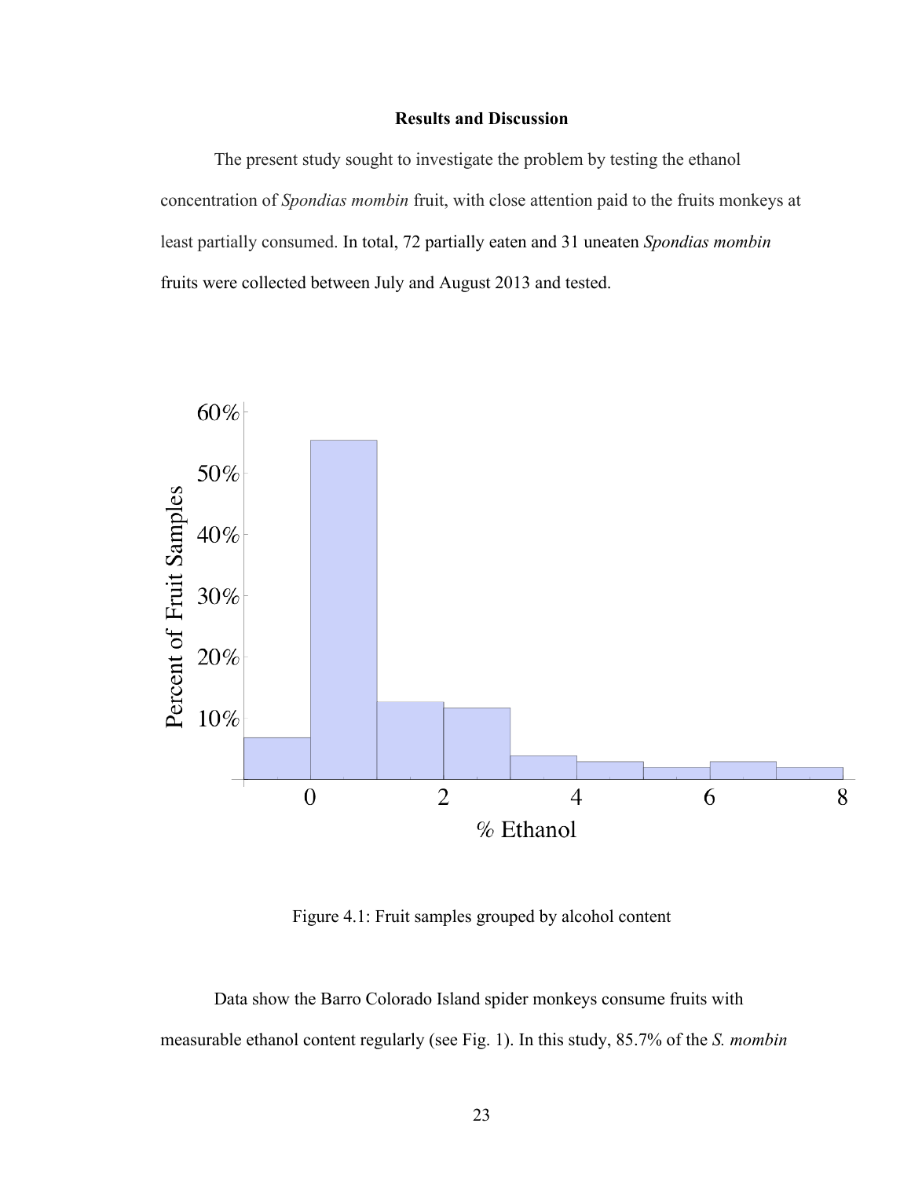**Results and Discussion**

The present study sought to investigate the problem by testing the ethanol concentration of *Spondias mombin* fruit, with close attention paid to the fruits monkeys at least partially consumed. In total, 72 partially eaten and 31 uneaten *Spondias mombin* fruits were collected between July and August 2013 and tested.

Figure 4.1: Fruit samples grouped by alcohol content

Data show the Barro Colorado Island spider monkeys consume fruits with measurable ethanol content regularly (see Fig. 1). In this study, 85.7% of the *S. mombin*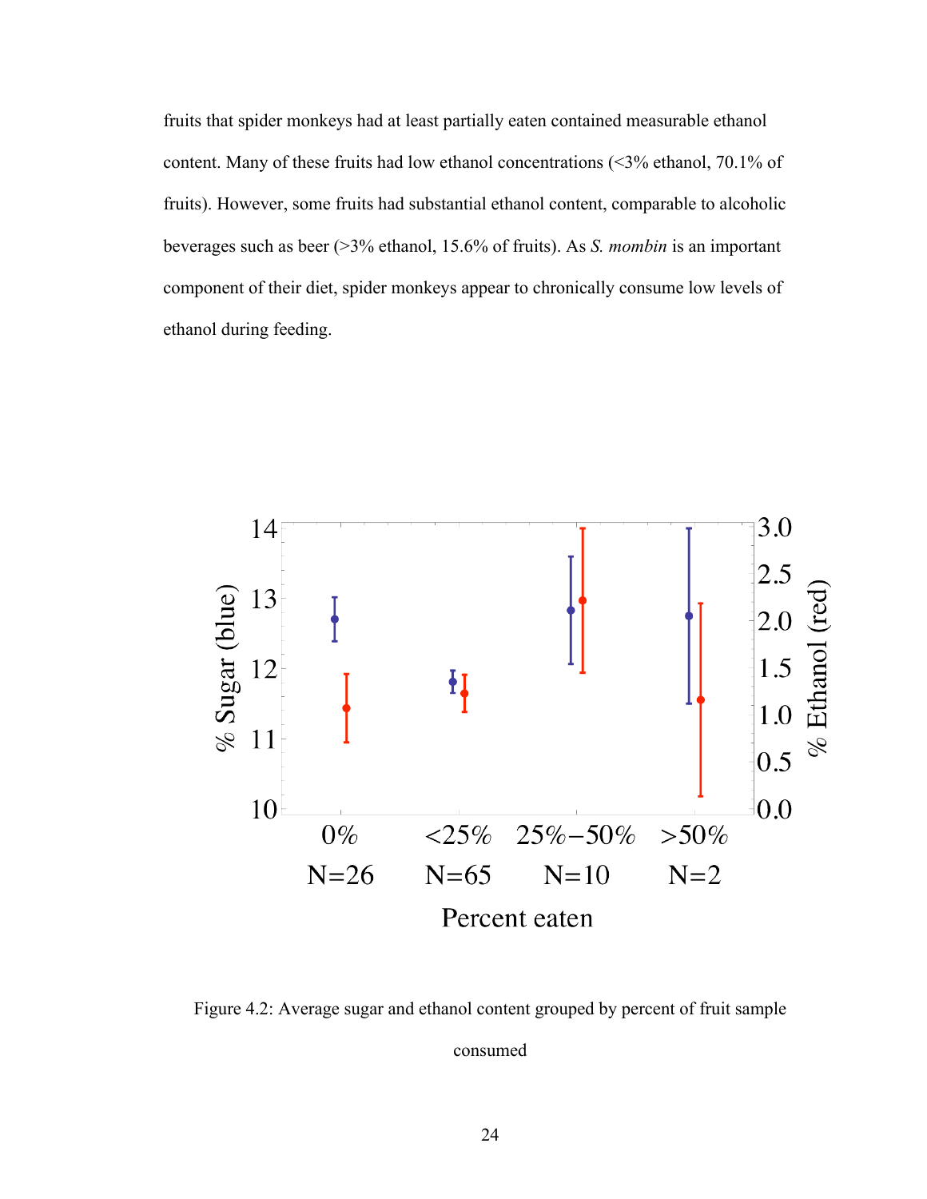fruits that spider monkeys had at least partially eaten contained measurable ethanol content. Many of these fruits had low ethanol concentrations (<3% ethanol, 70.1% of fruits). However, some fruits had substantial ethanol content, comparable to alcoholic beverages such as beer (>3% ethanol, 15.6% of fruits). As *S. mombin* is an important component of their diet, spider monkeys appear to chronically consume low levels of ethanol during feeding.

Figure 4.2: Average sugar and ethanol content grouped by percent of fruit sample consumed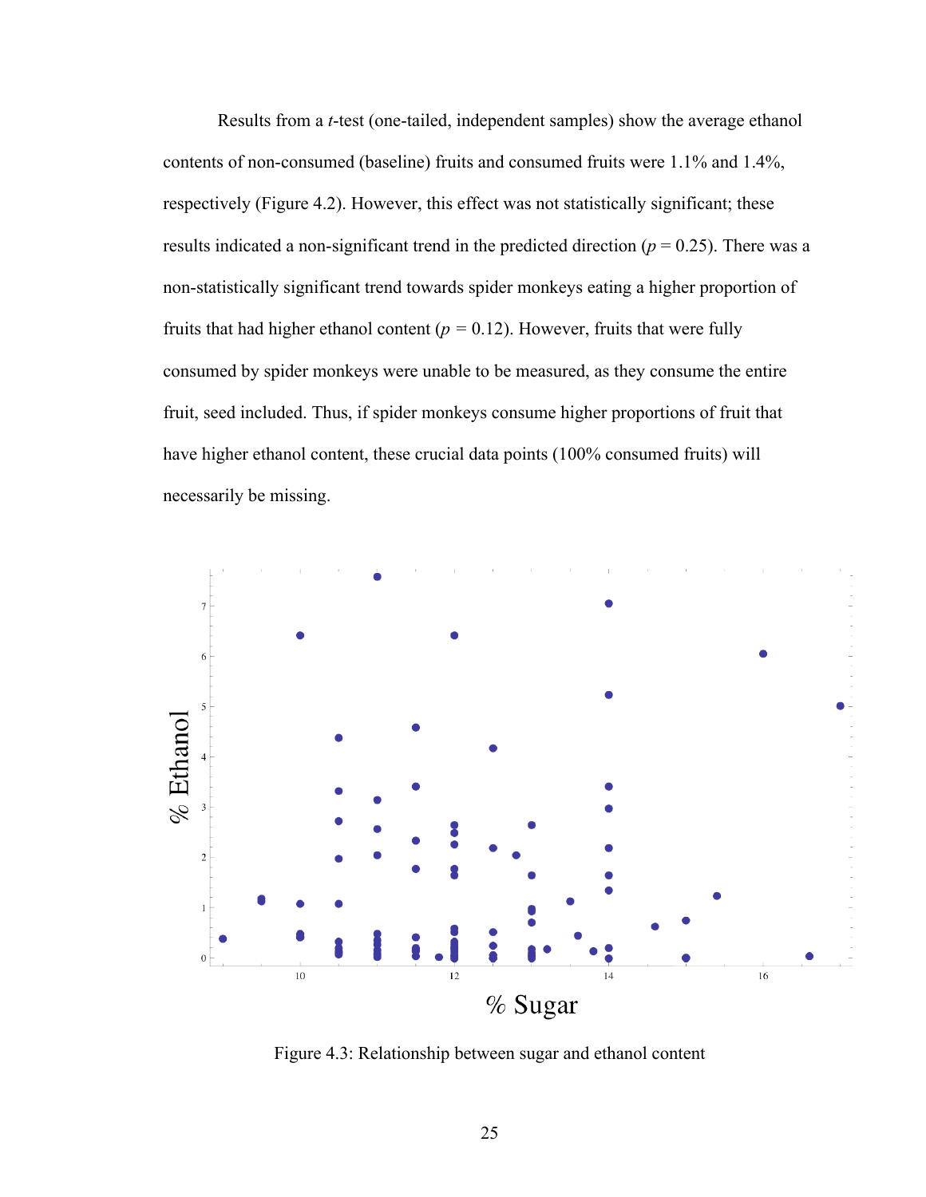Results from a *t*-test (one-tailed, independent samples) show the average ethanol contents of non-consumed (baseline) fruits and consumed fruits were 1.1% and 1.4%, respectively (Figure 4.2). However, this effect was not statistically significant; these results indicated a non-significant trend in the predicted direction ($p = 0.25$). There was a non-statistically significant trend towards spider monkeys eating a higher proportion of fruits that had higher ethanol content ($p = 0.12$). However, fruits that were fully consumed by spider monkeys were unable to be measured, as they consume the entire fruit, seed included. Thus, if spider monkeys consume higher proportions of fruit that have higher ethanol content, these crucial data points (100% consumed fruits) will necessarily be missing.

Figure 4.3: Relationship between sugar and ethanol content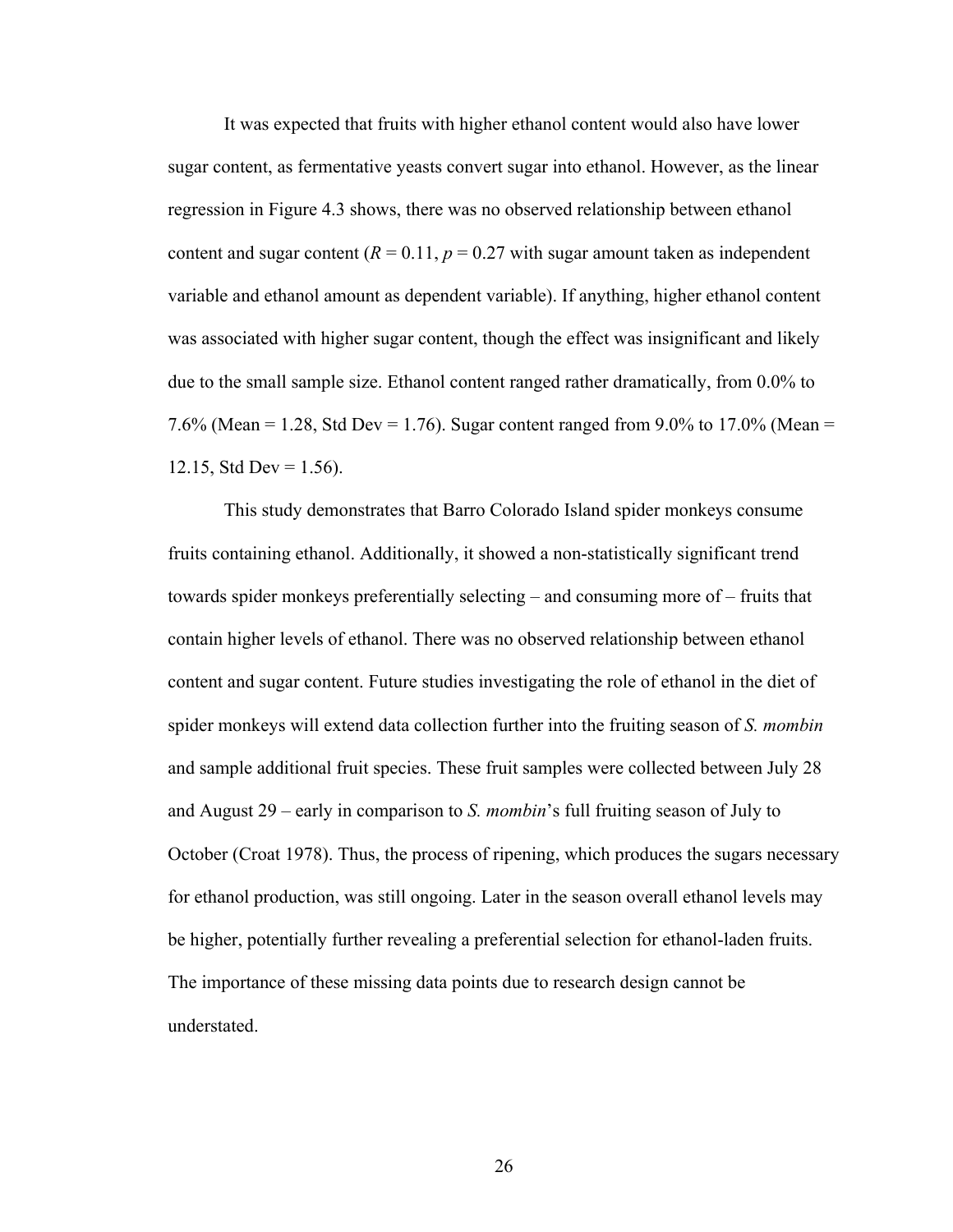It was expected that fruits with higher ethanol content would also have lower sugar content, as fermentative yeasts convert sugar into ethanol. However, as the linear regression in Figure 4.3 shows, there was no observed relationship between ethanol content and sugar content ($R = 0.11$, $p = 0.27$ with sugar amount taken as independent variable and ethanol amount as dependent variable). If anything, higher ethanol content was associated with higher sugar content, though the effect was insignificant and likely due to the small sample size. Ethanol content ranged rather dramatically, from 0.0% to 7.6% (Mean = 1.28, Std Dev = 1.76). Sugar content ranged from 9.0% to 17.0% (Mean = 12.15, Std Dev = 1.56).

This study demonstrates that Barro Colorado Island spider monkeys consume fruits containing ethanol. Additionally, it showed a non-statistically significant trend towards spider monkeys preferentially selecting – and consuming more of – fruits that contain higher levels of ethanol. There was no observed relationship between ethanol content and sugar content. Future studies investigating the role of ethanol in the diet of spider monkeys will extend data collection further into the fruiting season of *S. mombin* and sample additional fruit species. These fruit samples were collected between July 28 and August 29 – early in comparison to *S. mombin*'s full fruiting season of July to October (Croat 1978). Thus, the process of ripening, which produces the sugars necessary for ethanol production, was still ongoing. Later in the season overall ethanol levels may be higher, potentially further revealing a preferential selection for ethanol-laden fruits. The importance of these missing data points due to research design cannot be understated.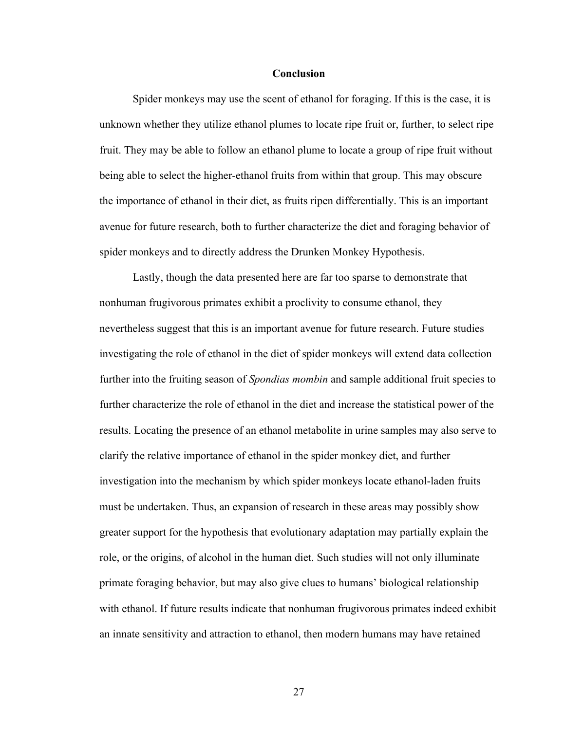## Conclusion

Spider monkeys may use the scent of ethanol for foraging. If this is the case, it is unknown whether they utilize ethanol plumes to locate ripe fruit or, further, to select ripe fruit. They may be able to follow an ethanol plume to locate a group of ripe fruit without being able to select the higher-ethanol fruits from within that group. This may obscure the importance of ethanol in their diet, as fruits ripen differentially. This is an important avenue for future research, both to further characterize the diet and foraging behavior of spider monkeys and to directly address the Drunken Monkey Hypothesis.

Lastly, though the data presented here are far too sparse to demonstrate that nonhuman frugivorous primates exhibit a proclivity to consume ethanol, they nevertheless suggest that this is an important avenue for future research. Future studies investigating the role of ethanol in the diet of spider monkeys will extend data collection further into the fruiting season of *Spondias mombin* and sample additional fruit species to further characterize the role of ethanol in the diet and increase the statistical power of the results. Locating the presence of an ethanol metabolite in urine samples may also serve to clarify the relative importance of ethanol in the spider monkey diet, and further investigation into the mechanism by which spider monkeys locate ethanol-laden fruits must be undertaken. Thus, an expansion of research in these areas may possibly show greater support for the hypothesis that evolutionary adaptation may partially explain the role, or the origins, of alcohol in the human diet. Such studies will not only illuminate primate foraging behavior, but may also give clues to humans' biological relationship with ethanol. If future results indicate that nonhuman frugivorous primates indeed exhibit an innate sensitivity and attraction to ethanol, then modern humans may have retained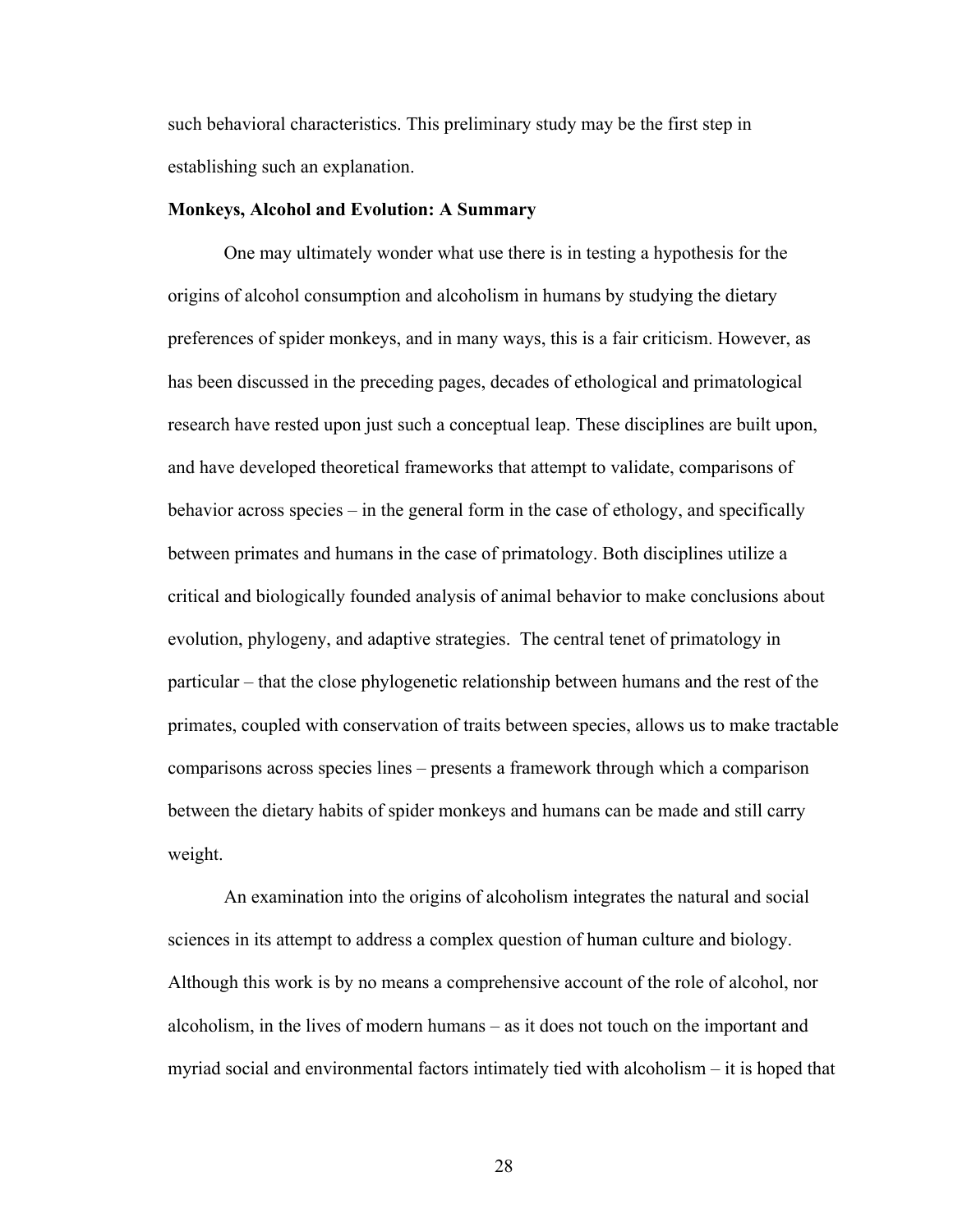such behavioral characteristics. This preliminary study may be the first step in establishing such an explanation.

**Monkeys, Alcohol and Evolution: A Summary**

One may ultimately wonder what use there is in testing a hypothesis for the origins of alcohol consumption and alcoholism in humans by studying the dietary preferences of spider monkeys, and in many ways, this is a fair criticism. However, as has been discussed in the preceding pages, decades of ethological and primatological research have rested upon just such a conceptual leap. These disciplines are built upon, and have developed theoretical frameworks that attempt to validate, comparisons of behavior across species – in the general form in the case of ethology, and specifically between primates and humans in the case of primatology. Both disciplines utilize a critical and biologically founded analysis of animal behavior to make conclusions about evolution, phylogeny, and adaptive strategies. The central tenet of primatology in particular – that the close phylogenetic relationship between humans and the rest of the primates, coupled with conservation of traits between species, allows us to make tractable comparisons across species lines – presents a framework through which a comparison between the dietary habits of spider monkeys and humans can be made and still carry weight.

An examination into the origins of alcoholism integrates the natural and social sciences in its attempt to address a complex question of human culture and biology. Although this work is by no means a comprehensive account of the role of alcohol, nor alcoholism, in the lives of modern humans – as it does not touch on the important and myriad social and environmental factors intimately tied with alcoholism – it is hoped that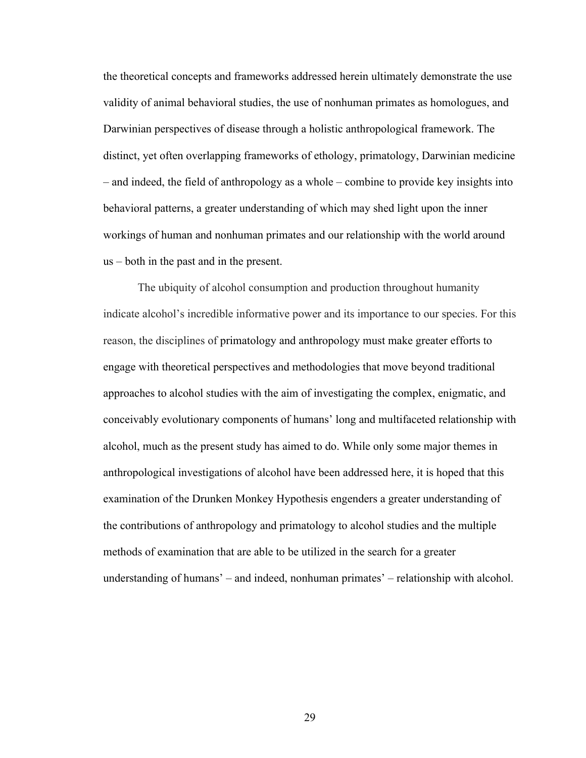the theoretical concepts and frameworks addressed herein ultimately demonstrate the use validity of animal behavioral studies, the use of nonhuman primates as homologues, and Darwinian perspectives of disease through a holistic anthropological framework. The distinct, yet often overlapping frameworks of ethology, primatology, Darwinian medicine – and indeed, the field of anthropology as a whole – combine to provide key insights into behavioral patterns, a greater understanding of which may shed light upon the inner workings of human and nonhuman primates and our relationship with the world around us – both in the past and in the present.

The ubiquity of alcohol consumption and production throughout humanity indicate alcohol's incredible informative power and its importance to our species. For this reason, the disciplines of primatology and anthropology must make greater efforts to engage with theoretical perspectives and methodologies that move beyond traditional approaches to alcohol studies with the aim of investigating the complex, enigmatic, and conceivably evolutionary components of humans' long and multifaceted relationship with alcohol, much as the present study has aimed to do. While only some major themes in anthropological investigations of alcohol have been addressed here, it is hoped that this examination of the Drunken Monkey Hypothesis engenders a greater understanding of the contributions of anthropology and primatology to alcohol studies and the multiple methods of examination that are able to be utilized in the search for a greater understanding of humans' – and indeed, nonhuman primates' – relationship with alcohol.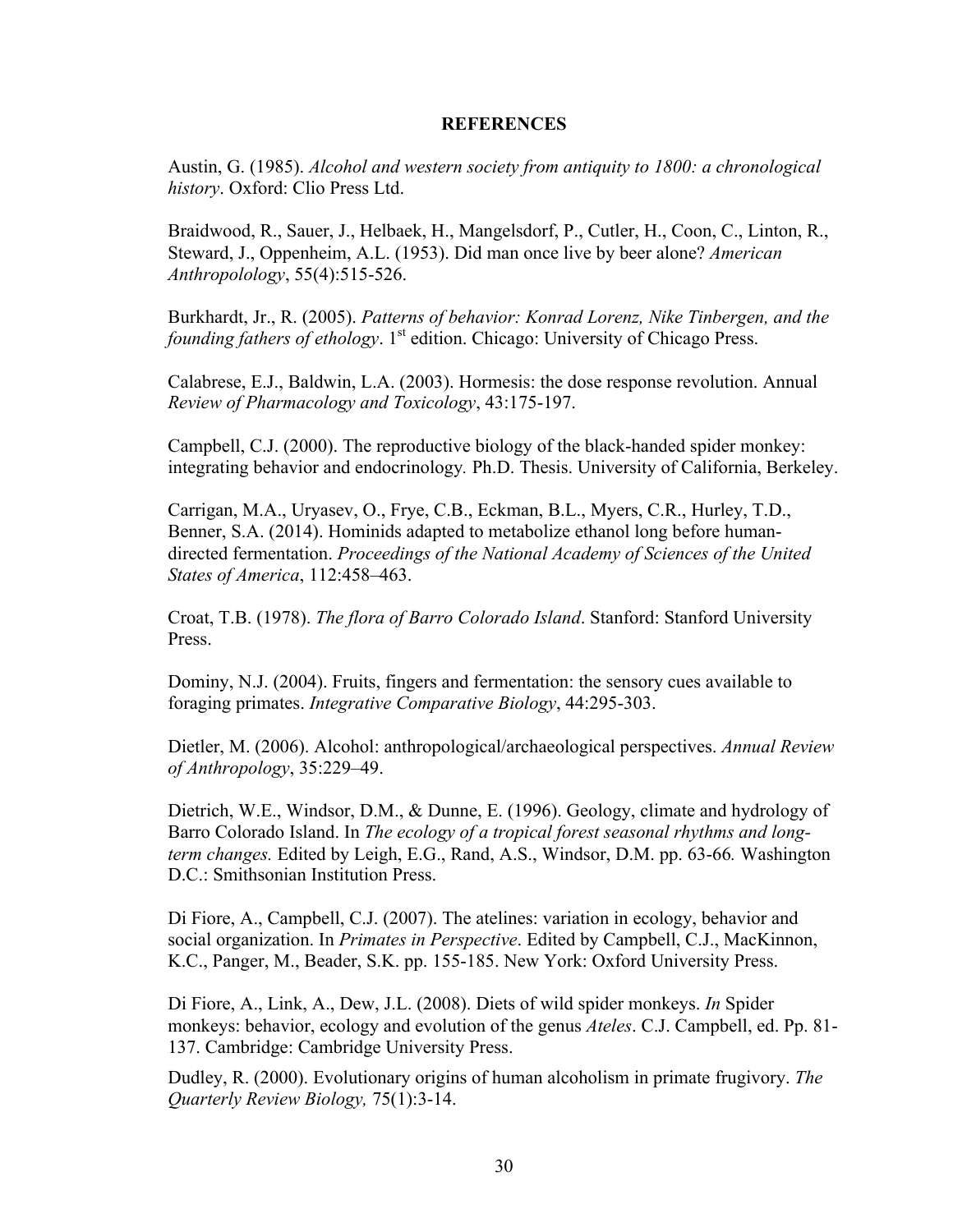# REFERENCES

Austin, G. (1985). *Alcohol and western society from antiquity to 1800: a chronological history*. Oxford: Clio Press Ltd.

Braidwood, R., Sauer, J., Helbaek, H., Mangelsdorf, P., Cutler, H., Coon, C., Linton, R., Steward, J., Oppenheim, A.L. (1953). Did man once live by beer alone? *American Anthropolology*, 55(4):515-526.

Burkhardt, Jr., R. (2005). *Patterns of behavior: Konrad Lorenz, Nike Tinbergen, and the founding fathers of ethology*. 1st edition. Chicago: University of Chicago Press.

Calabrese, E.J., Baldwin, L.A. (2003). Hormesis: the dose response revolution. Annual *Review of Pharmacology and Toxicology*, 43:175-197.

Campbell, C.J. (2000). The reproductive biology of the black-handed spider monkey: integrating behavior and endocrinology*.* Ph.D. Thesis. University of California, Berkeley.

Carrigan, M.A., Uryasev, O., Frye, C.B., Eckman, B.L., Myers, C.R., Hurley, T.D., Benner, S.A. (2014). Hominids adapted to metabolize ethanol long before human-directed fermentation. *Proceedings of the National Academy of Sciences of the United States of America*, 112:458–463.

Croat, T.B. (1978). *The flora of Barro Colorado Island*. Stanford: Stanford University Press.

Dominy, N.J. (2004). Fruits, fingers and fermentation: the sensory cues available to foraging primates. *Integrative Comparative Biology*, 44:295-303.

Dietler, M. (2006). Alcohol: anthropological/archaeological perspectives. *Annual Review of Anthropology*, 35:229–49.

Dietrich, W.E., Windsor, D.M., & Dunne, E. (1996). Geology, climate and hydrology of Barro Colorado Island. In *The ecology of a tropical forest seasonal rhythms and long-term changes.* Edited by Leigh, E.G., Rand, A.S., Windsor, D.M. pp. 63-66*.* Washington D.C.: Smithsonian Institution Press.

Di Fiore, A., Campbell, C.J. (2007). The atelines: variation in ecology, behavior and social organization. In *Primates in Perspective*. Edited by Campbell, C.J., MacKinnon, K.C., Panger, M., Beader, S.K. pp. 155-185. New York: Oxford University Press.

Di Fiore, A., Link, A., Dew, J.L. (2008). Diets of wild spider monkeys. *In* Spider monkeys: behavior, ecology and evolution of the genus *Ateles*. C.J. Campbell, ed. Pp. 81-137. Cambridge: Cambridge University Press.

Dudley, R. (2000). Evolutionary origins of human alcoholism in primate frugivory. *The Quarterly Review Biology,* 75(1):3-14.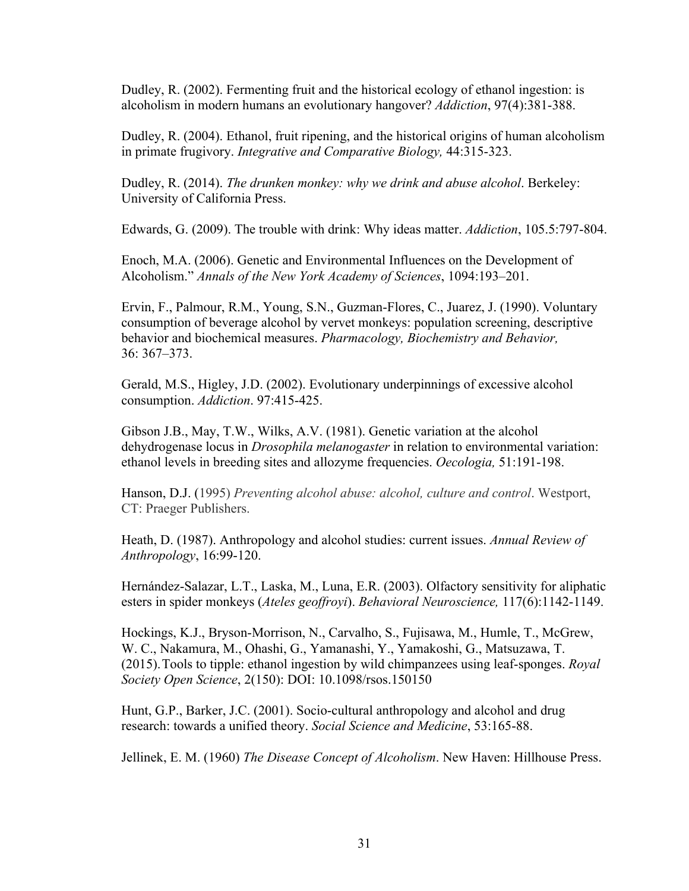Dudley, R. (2002). Fermenting fruit and the historical ecology of ethanol ingestion: is alcoholism in modern humans an evolutionary hangover? *Addiction*, 97(4):381-388.

Dudley, R. (2004). Ethanol, fruit ripening, and the historical origins of human alcoholism in primate frugivory. *Integrative and Comparative Biology,* 44:315-323.

Dudley, R. (2014). *The drunken monkey: why we drink and abuse alcohol*. Berkeley: University of California Press.

Edwards, G. (2009). The trouble with drink: Why ideas matter. *Addiction*, 105.5:797-804.

Enoch, M.A. (2006). Genetic and Environmental Influences on the Development of Alcoholism." *Annals of the New York Academy of Sciences*, 1094:193–201.

Ervin, F., Palmour, R.M., Young, S.N., Guzman-Flores, C., Juarez, J. (1990). Voluntary consumption of beverage alcohol by vervet monkeys: population screening, descriptive behavior and biochemical measures. *Pharmacology, Biochemistry and Behavior,* 36: 367–373.

Gerald, M.S., Higley, J.D. (2002). Evolutionary underpinnings of excessive alcohol consumption. *Addiction*. 97:415-425.

Gibson J.B., May, T.W., Wilks, A.V. (1981). Genetic variation at the alcohol dehydrogenase locus in *Drosophila melanogaster* in relation to environmental variation: ethanol levels in breeding sites and allozyme frequencies. *Oecologia,* 51:191-198.

Hanson, D.J. (1995) *Preventing alcohol abuse: alcohol, culture and control*. Westport, CT: Praeger Publishers.

Heath, D. (1987). Anthropology and alcohol studies: current issues. *Annual Review of Anthropology*, 16:99-120.

Hernández-Salazar, L.T., Laska, M., Luna, E.R. (2003). Olfactory sensitivity for aliphatic esters in spider monkeys (*Ateles geoffroyi*). *Behavioral Neuroscience,* 117(6):1142-1149.

Hockings, K.J., Bryson-Morrison, N., Carvalho, S., Fujisawa, M., Humle, T., McGrew, W. C., Nakamura, M., Ohashi, G., Yamanashi, Y., Yamakoshi, G., Matsuzawa, T. (2015). Tools to tipple: ethanol ingestion by wild chimpanzees using leaf-sponges. *Royal Society Open Science*, 2(150): DOI: 10.1098/rsos.150150

Hunt, G.P., Barker, J.C. (2001). Socio-cultural anthropology and alcohol and drug research: towards a unified theory. *Social Science and Medicine*, 53:165-88.

Jellinek, E. M. (1960) *The Disease Concept of Alcoholism*. New Haven: Hillhouse Press.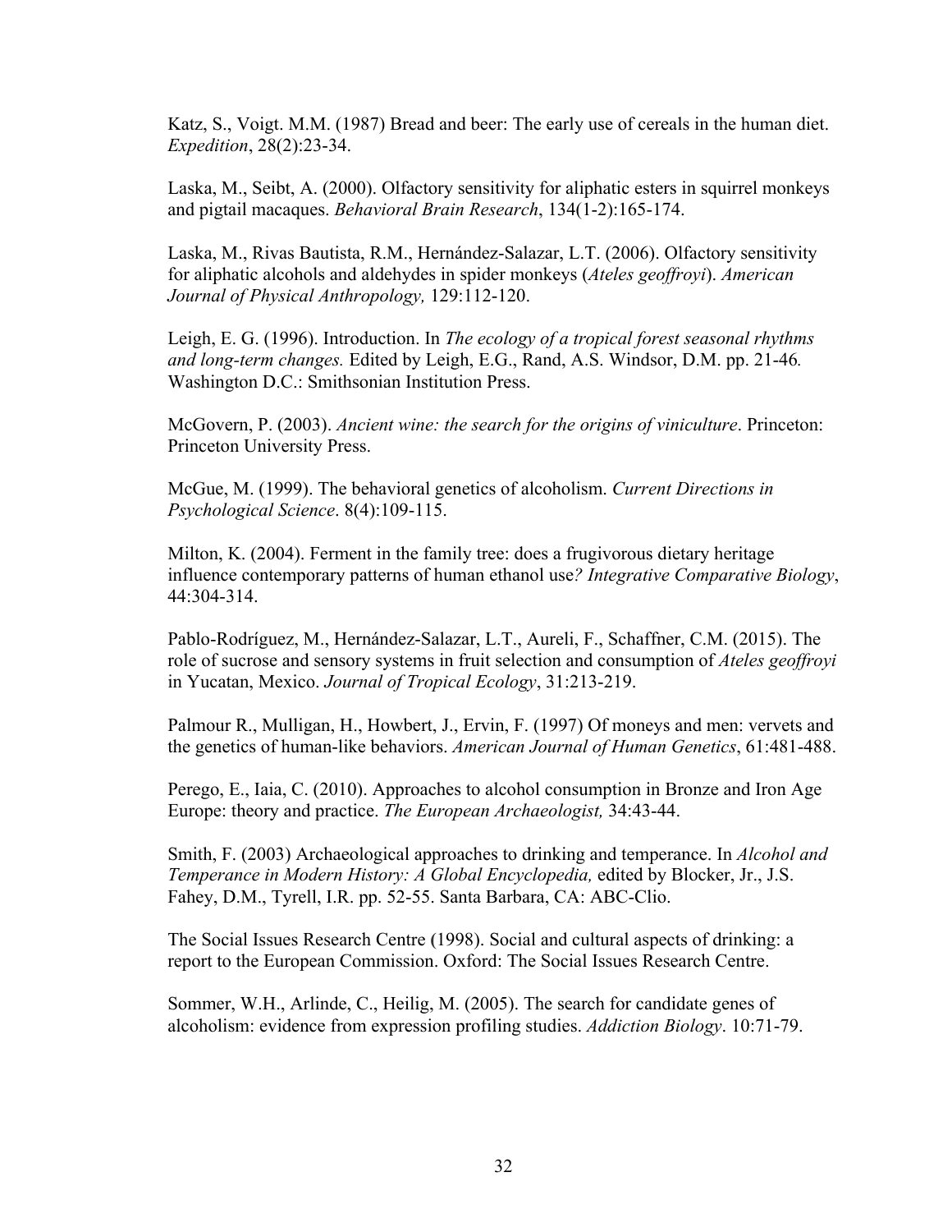Katz, S., Voigt. M.M. (1987) Bread and beer: The early use of cereals in the human diet. *Expedition*, 28(2):23-34.

Laska, M., Seibt, A. (2000). Olfactory sensitivity for aliphatic esters in squirrel monkeys and pigtail macaques. *Behavioral Brain Research*, 134(1-2):165-174.

Laska, M., Rivas Bautista, R.M., Hernández-Salazar, L.T. (2006). Olfactory sensitivity for aliphatic alcohols and aldehydes in spider monkeys (*Ateles geoffroyi*). *American Journal of Physical Anthropology,* 129:112-120.

Leigh, E. G. (1996). Introduction. In *The ecology of a tropical forest seasonal rhythms and long-term changes.* Edited by Leigh, E.G., Rand, A.S. Windsor, D.M. pp. 21-46*.* Washington D.C.: Smithsonian Institution Press.

McGovern, P. (2003). *Ancient wine: the search for the origins of viniculture*. Princeton: Princeton University Press.

McGue, M. (1999). The behavioral genetics of alcoholism. *Current Directions in Psychological Science*. 8(4):109-115.

Milton, K. (2004). Ferment in the family tree: does a frugivorous dietary heritage influence contemporary patterns of human ethanol use*? Integrative Comparative Biology*, 44:304-314.

Pablo-Rodríguez, M., Hernández-Salazar, L.T., Aureli, F., Schaffner, C.M. (2015). The role of sucrose and sensory systems in fruit selection and consumption of *Ateles geoffroyi* in Yucatan, Mexico. *Journal of Tropical Ecology*, 31:213-219.

Palmour R., Mulligan, H., Howbert, J., Ervin, F. (1997) Of moneys and men: vervets and the genetics of human-like behaviors. *American Journal of Human Genetics*, 61:481-488.

Perego, E., Iaia, C. (2010). Approaches to alcohol consumption in Bronze and Iron Age Europe: theory and practice. *The European Archaeologist,* 34:43-44.

Smith, F. (2003) Archaeological approaches to drinking and temperance. In *Alcohol and Temperance in Modern History: A Global Encyclopedia,* edited by Blocker, Jr., J.S. Fahey, D.M., Tyrell, I.R. pp. 52-55. Santa Barbara, CA: ABC-Clio.

The Social Issues Research Centre (1998). Social and cultural aspects of drinking: a report to the European Commission. Oxford: The Social Issues Research Centre.

Sommer, W.H., Arlinde, C., Heilig, M. (2005). The search for candidate genes of alcoholism: evidence from expression profiling studies. *Addiction Biology*. 10:71-79.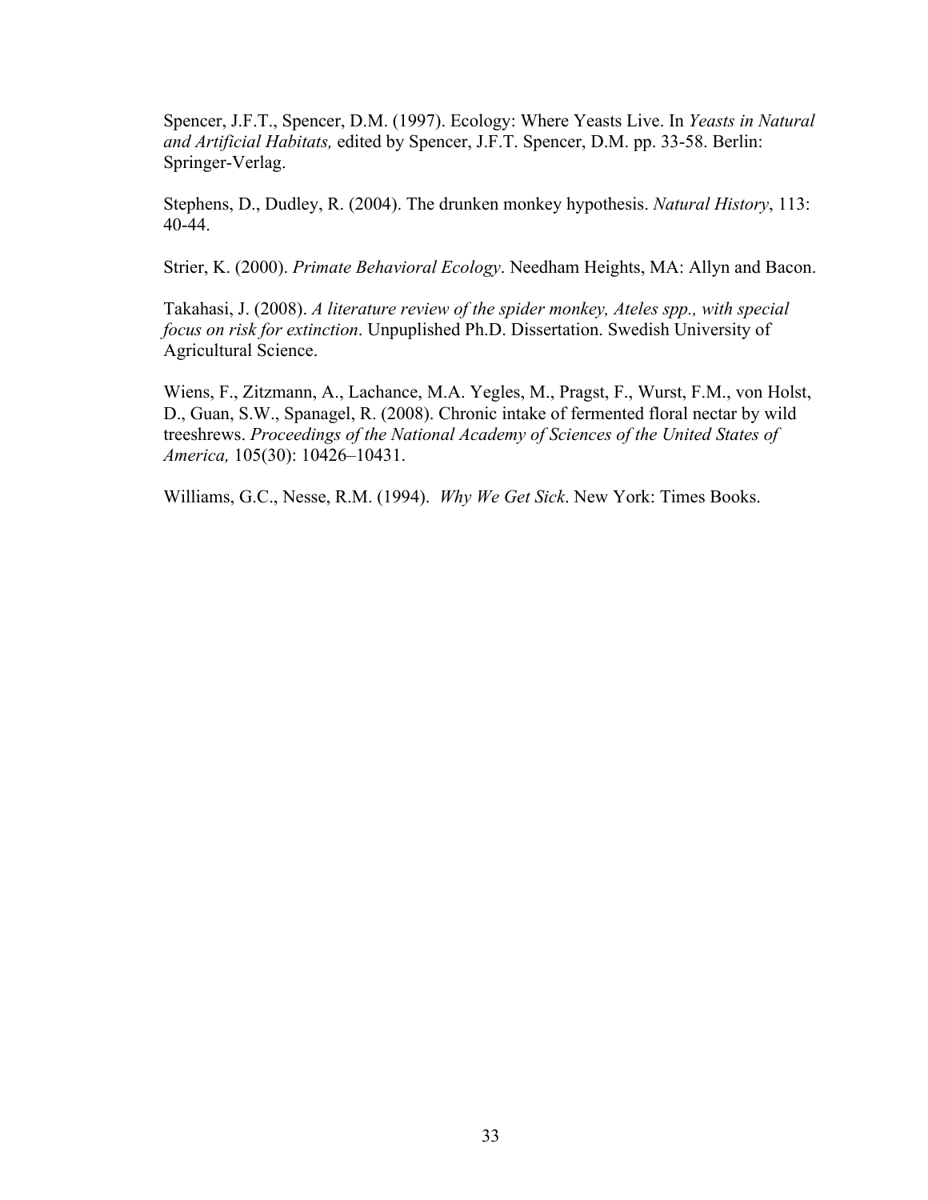Spencer, J.F.T., Spencer, D.M. (1997). Ecology: Where Yeasts Live. In *Yeasts in Natural and Artificial Habitats,* edited by Spencer, J.F.T. Spencer, D.M. pp. 33-58. Berlin: Springer-Verlag.

Stephens, D., Dudley, R. (2004). The drunken monkey hypothesis. *Natural History*, 113: 40-44.

Strier, K. (2000). *Primate Behavioral Ecology*. Needham Heights, MA: Allyn and Bacon.

Takahasi, J. (2008). *A literature review of the spider monkey, Ateles spp., with special focus on risk for extinction*. Unpuplished Ph.D. Dissertation. Swedish University of Agricultural Science.

Wiens, F., Zitzmann, A., Lachance, M.A. Yegles, M., Pragst, F., Wurst, F.M., von Holst, D., Guan, S.W., Spanagel, R. (2008). Chronic intake of fermented floral nectar by wild treeshrews. *Proceedings of the National Academy of Sciences of the United States of America,* 105(30): 10426–10431.

Williams, G.C., Nesse, R.M. (1994). *Why We Get Sick*. New York: Times Books.